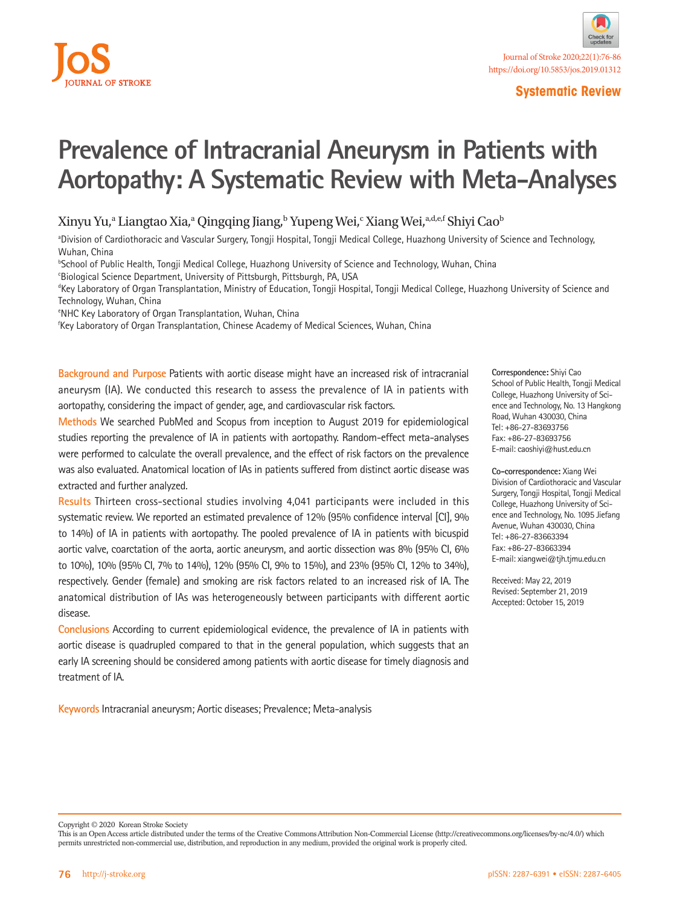Systematic Review

# Prevalence of Intracranial Aneurysm in Patients with Aortopathy: A Systematic Review with Meta-Analyses

Xinyu Yu,[a] Liangtao Xia,[a] Qingqing Jiang,[b] Yupeng Wei,[c] Xiang Wei,[a,d,e,f] Shiyi Cao[b]

[a]Division of Cardiothoracic and Vascular Surgery, Tongji Hospital, Tongji Medical College, Huazhong University of Science and Technology, Wuhan, China

[b]School of Public Health, Tongji Medical College, Huazhong University of Science and Technology, Wuhan, China

[c]Biological Science Department, University of Pittsburgh, Pittsburgh, PA, USA

[d]Key Laboratory of Organ Transplantation, Ministry of Education, Tongji Hospital, Tongji Medical College, Huazhong University of Science and Technology, Wuhan, China

[e]NHC Key Laboratory of Organ Transplantation, Wuhan, China

[f]Key Laboratory of Organ Transplantation, Chinese Academy of Medical Sciences, Wuhan, China

**Background and Purpose** Patients with aortic disease might have an increased risk of intracranial aneurysm (IA). We conducted this research to assess the prevalence of IA in patients with aortopathy, considering the impact of gender, age, and cardiovascular risk factors.

**Methods** We searched PubMed and Scopus from inception to August 2019 for epidemiological studies reporting the prevalence of IA in patients with aortopathy. Random-effect meta-analyses were performed to calculate the overall prevalence, and the effect of risk factors on the prevalence was also evaluated. Anatomical location of IAs in patients suffered from distinct aortic disease was extracted and further analyzed.

**Results** Thirteen cross-sectional studies involving 4,041 participants were included in this systematic review. We reported an estimated prevalence of 12% (95% confidence interval [CI], 9% to 14%) of IA in patients with aortopathy. The pooled prevalence of IA in patients with bicuspid aortic valve, coarctation of the aorta, aortic aneurysm, and aortic dissection was 8% (95% CI, 6% to 10%), 10% (95% CI, 7% to 14%), 12% (95% CI, 9% to 15%), and 23% (95% CI, 12% to 34%), respectively. Gender (female) and smoking are risk factors related to an increased risk of IA. The anatomical distribution of IAs was heterogeneously between participants with different aortic disease.

**Conclusions** According to current epidemiological evidence, the prevalence of IA in patients with aortic disease is quadrupled compared to that in the general population, which suggests that an early IA screening should be considered among patients with aortic disease for timely diagnosis and treatment of IA.

**Keywords** Intracranial aneurysm; Aortic diseases; Prevalence; Meta-analysis

**Correspondence:** Shiyi Cao
School of Public Health, Tongji Medical College, Huazhong University of Science and Technology, No. 13 Hangkong Road, Wuhan 430030, China
Tel: +86-27-83693756
Fax: +86-27-83693756
E-mail: caoshiyi@hust.edu.cn

**Co-correspondence:** Xiang Wei
Division of Cardiothoracic and Vascular Surgery, Tongji Hospital, Tongji Medical College, Huazhong University of Science and Technology, No. 1095 Jiefang Avenue, Wuhan 430030, China
Tel: +86-27-83663394
Fax: +86-27-83663394
E-mail: xiangwei@tjh.tjmu.edu.cn

Received: May 22, 2019
Revised: September 21, 2019
Accepted: October 15, 2019

Copyright © 2020 Korean Stroke Society
This is an Open Access article distributed under the terms of the Creative Commons Attribution Non-Commercial License (http://creativecommons.org/licenses/by-nc/4.0/) which permits unrestricted non-commercial use, distribution, and reproduction in any medium, provided the original work is properly cited.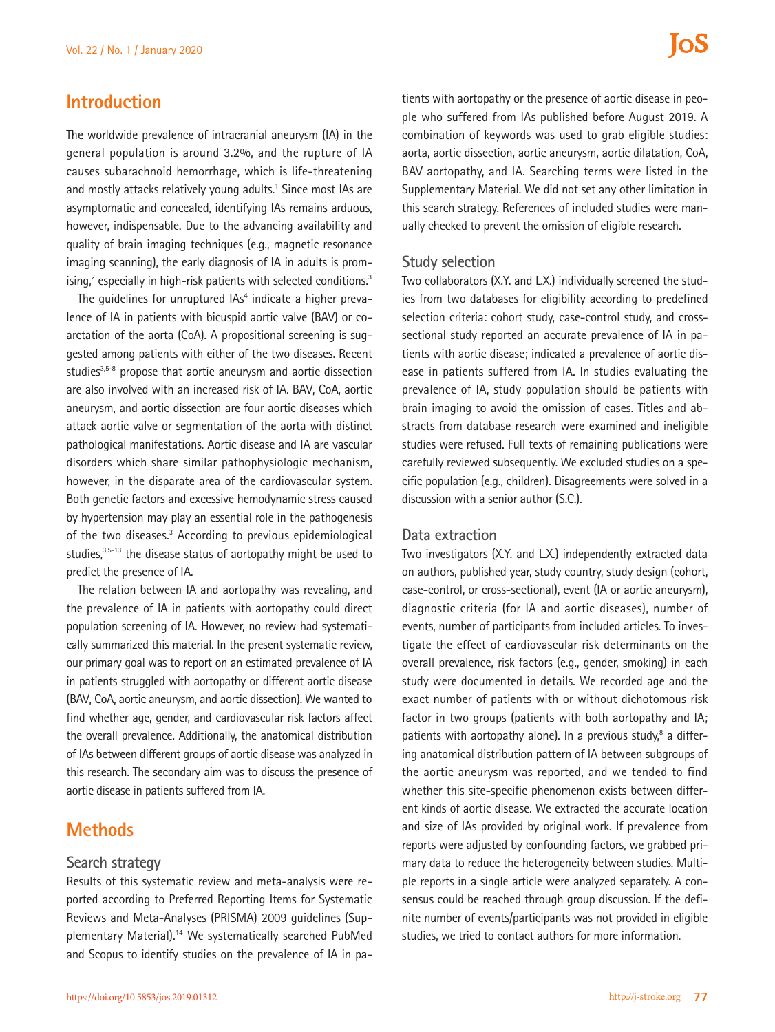## Introduction

The worldwide prevalence of intracranial aneurysm (IA) in the general population is around 3.2%, and the rupture of IA causes subarachnoid hemorrhage, which is life-threatening and mostly attacks relatively young adults.[1] Since most IAs are asymptomatic and concealed, identifying IAs remains arduous, however, indispensable. Due to the advancing availability and quality of brain imaging techniques (e.g., magnetic resonance imaging scanning), the early diagnosis of IA in adults is promising,[2] especially in high-risk patients with selected conditions.[3]

The guidelines for unruptured IAs[4] indicate a higher prevalence of IA in patients with bicuspid aortic valve (BAV) or coarctation of the aorta (CoA). A propositional screening is suggested among patients with either of the two diseases. Recent studies[3,5-8] propose that aortic aneurysm and aortic dissection are also involved with an increased risk of IA. BAV, CoA, aortic aneurysm, and aortic dissection are four aortic diseases which attack aortic valve or segmentation of the aorta with distinct pathological manifestations. Aortic disease and IA are vascular disorders which share similar pathophysiologic mechanism, however, in the disparate area of the cardiovascular system. Both genetic factors and excessive hemodynamic stress caused by hypertension may play an essential role in the pathogenesis of the two diseases.[3] According to previous epidemiological studies,[3,5-13] the disease status of aortopathy might be used to predict the presence of IA.

The relation between IA and aortopathy was revealing, and the prevalence of IA in patients with aortopathy could direct population screening of IA. However, no review had systematically summarized this material. In the present systematic review, our primary goal was to report on an estimated prevalence of IA in patients struggled with aortopathy or different aortic disease (BAV, CoA, aortic aneurysm, and aortic dissection). We wanted to find whether age, gender, and cardiovascular risk factors affect the overall prevalence. Additionally, the anatomical distribution of IAs between different groups of aortic disease was analyzed in this research. The secondary aim was to discuss the presence of aortic disease in patients suffered from IA.

## Methods

### Search strategy

Results of this systematic review and meta-analysis were reported according to Preferred Reporting Items for Systematic Reviews and Meta-Analyses (PRISMA) 2009 guidelines (Supplementary Material).[14] We systematically searched PubMed and Scopus to identify studies on the prevalence of IA in patients with aortopathy or the presence of aortic disease in people who suffered from IAs published before August 2019. A combination of keywords was used to grab eligible studies: aorta, aortic dissection, aortic aneurysm, aortic dilatation, CoA, BAV aortopathy, and IA. Searching terms were listed in the Supplementary Material. We did not set any other limitation in this search strategy. References of included studies were manually checked to prevent the omission of eligible research.

### Study selection

Two collaborators (X.Y. and L.X.) individually screened the studies from two databases for eligibility according to predefined selection criteria: cohort study, case-control study, and cross-sectional study reported an accurate prevalence of IA in patients with aortic disease; indicated a prevalence of aortic disease in patients suffered from IA. In studies evaluating the prevalence of IA, study population should be patients with brain imaging to avoid the omission of cases. Titles and abstracts from database research were examined and ineligible studies were refused. Full texts of remaining publications were carefully reviewed subsequently. We excluded studies on a specific population (e.g., children). Disagreements were solved in a discussion with a senior author (S.C.).

### Data extraction

Two investigators (X.Y. and L.X.) independently extracted data on authors, published year, study country, study design (cohort, case-control, or cross-sectional), event (IA or aortic aneurysm), diagnostic criteria (for IA and aortic diseases), number of events, number of participants from included articles. To investigate the effect of cardiovascular risk determinants on the overall prevalence, risk factors (e.g., gender, smoking) in each study were documented in details. We recorded age and the exact number of patients with or without dichotomous risk factor in two groups (patients with both aortopathy and IA; patients with aortopathy alone). In a previous study,[8] a differing anatomical distribution pattern of IA between subgroups of the aortic aneurysm was reported, and we tended to find whether this site-specific phenomenon exists between different kinds of aortic disease. We extracted the accurate location and size of IAs provided by original work. If prevalence from reports were adjusted by confounding factors, we grabbed primary data to reduce the heterogeneity between studies. Multiple reports in a single article were analyzed separately. A consensus could be reached through group discussion. If the definite number of events/participants was not provided in eligible studies, we tried to contact authors for more information.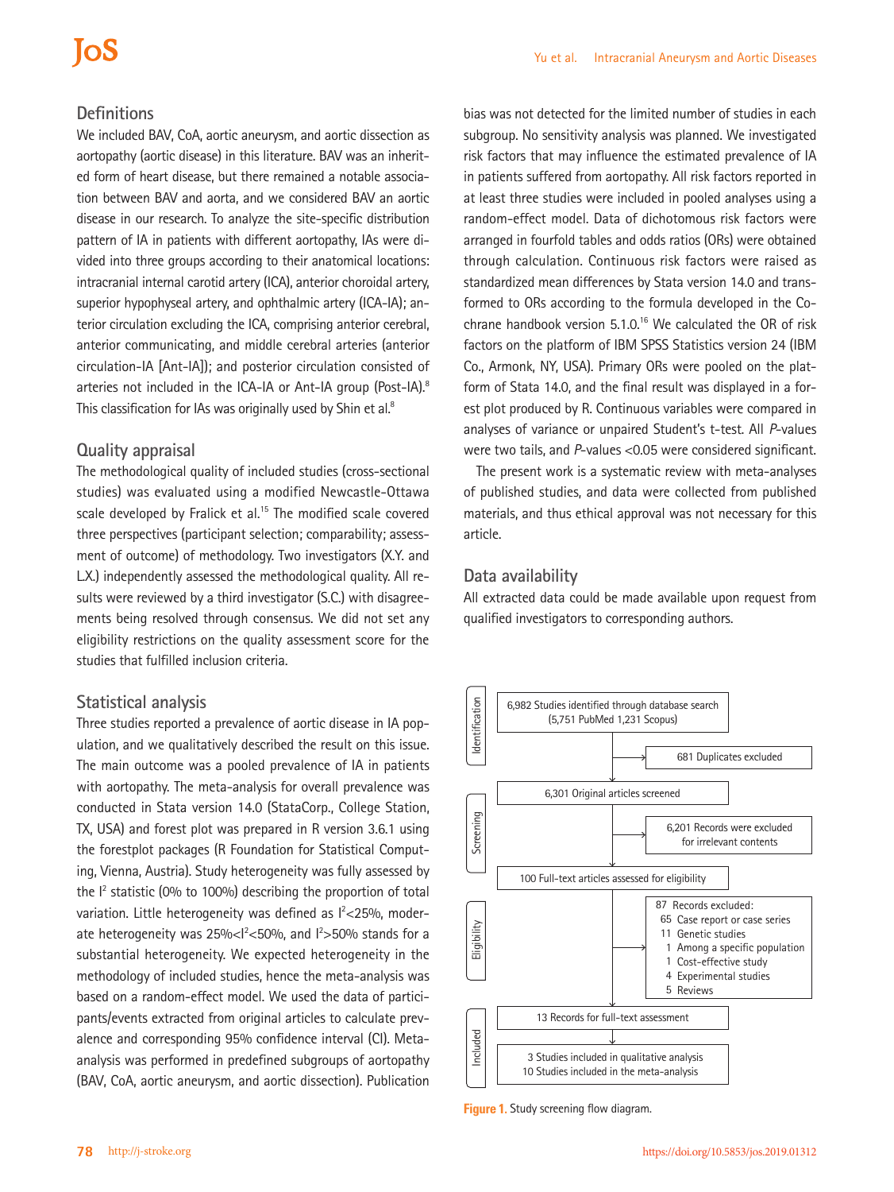## Definitions

We included BAV, CoA, aortic aneurysm, and aortic dissection as aortopathy (aortic disease) in this literature. BAV was an inherited form of heart disease, but there remained a notable association between BAV and aorta, and we considered BAV an aortic disease in our research. To analyze the site-specific distribution pattern of IA in patients with different aortopathy, IAs were divided into three groups according to their anatomical locations: intracranial internal carotid artery (ICA), anterior choroidal artery, superior hypophyseal artery, and ophthalmic artery (ICA-IA); anterior circulation excluding the ICA, comprising anterior cerebral, anterior communicating, and middle cerebral arteries (anterior circulation-IA [Ant-IA]); and posterior circulation consisted of arteries not included in the ICA-IA or Ant-IA group (Post-IA).[8] This classification for IAs was originally used by Shin et al.[8]

## Quality appraisal

The methodological quality of included studies (cross-sectional studies) was evaluated using a modified Newcastle-Ottawa scale developed by Fralick et al.[15] The modified scale covered three perspectives (participant selection; comparability; assessment of outcome) of methodology. Two investigators (X.Y. and L.X.) independently assessed the methodological quality. All results were reviewed by a third investigator (S.C.) with disagreements being resolved through consensus. We did not set any eligibility restrictions on the quality assessment score for the studies that fulfilled inclusion criteria.

## Statistical analysis

Three studies reported a prevalence of aortic disease in IA population, and we qualitatively described the result on this issue. The main outcome was a pooled prevalence of IA in patients with aortopathy. The meta-analysis for overall prevalence was conducted in Stata version 14.0 (StataCorp., College Station, TX, USA) and forest plot was prepared in R version 3.6.1 using the forestplot packages (R Foundation for Statistical Computing, Vienna, Austria). Study heterogeneity was fully assessed by the $I^2$ statistic (0% to 100%) describing the proportion of total variation. Little heterogeneity was defined as $I^2$<25%, moderate heterogeneity was 25%<$I^2$<50%, and $I^2$>50% stands for a substantial heterogeneity. We expected heterogeneity in the methodology of included studies, hence the meta-analysis was based on a random-effect model. We used the data of participants/events extracted from original articles to calculate prevalence and corresponding 95% confidence interval (CI). Meta-analysis was performed in predefined subgroups of aortopathy (BAV, CoA, aortic aneurysm, and aortic dissection). Publication bias was not detected for the limited number of studies in each subgroup. No sensitivity analysis was planned. We investigated risk factors that may influence the estimated prevalence of IA in patients suffered from aortopathy. All risk factors reported in at least three studies were included in pooled analyses using a random-effect model. Data of dichotomous risk factors were arranged in fourfold tables and odds ratios (ORs) were obtained through calculation. Continuous risk factors were raised as standardized mean differences by Stata version 14.0 and transformed to ORs according to the formula developed in the Cochrane handbook version 5.1.0.[16] We calculated the OR of risk factors on the platform of IBM SPSS Statistics version 24 (IBM Co., Armonk, NY, USA). Primary ORs were pooled on the platform of Stata 14.0, and the final result was displayed in a forest plot produced by R. Continuous variables were compared in analyses of variance or unpaired Student's t-test. All *P*-values were two tails, and *P*-values <0.05 were considered significant.

The present work is a systematic review with meta-analyses of published studies, and data were collected from published materials, and thus ethical approval was not necessary for this article.

## Data availability

All extracted data could be made available upon request from qualified investigators to corresponding authors.

Identification
- 6,982 Studies identified through database search (5,751 PubMed 1,231 Scopus)
- → 681 Duplicates excluded

Screening
- 6,301 Original articles screened
- → 6,201 Records were excluded for irrelevant contents
- 100 Full-text articles assessed for eligibility

Eligibility
- → 87 Records excluded:
  - 65 Case report or case series
  - 11 Genetic studies
  - 1 Among a specific population
  - 1 Cost-effective study
  - 4 Experimental studies
  - 5 Reviews
- 13 Records for full-text assessment

Included
- 3 Studies included in qualitative analysis
- 10 Studies included in the meta-analysis

**Figure 1.** Study screening flow diagram.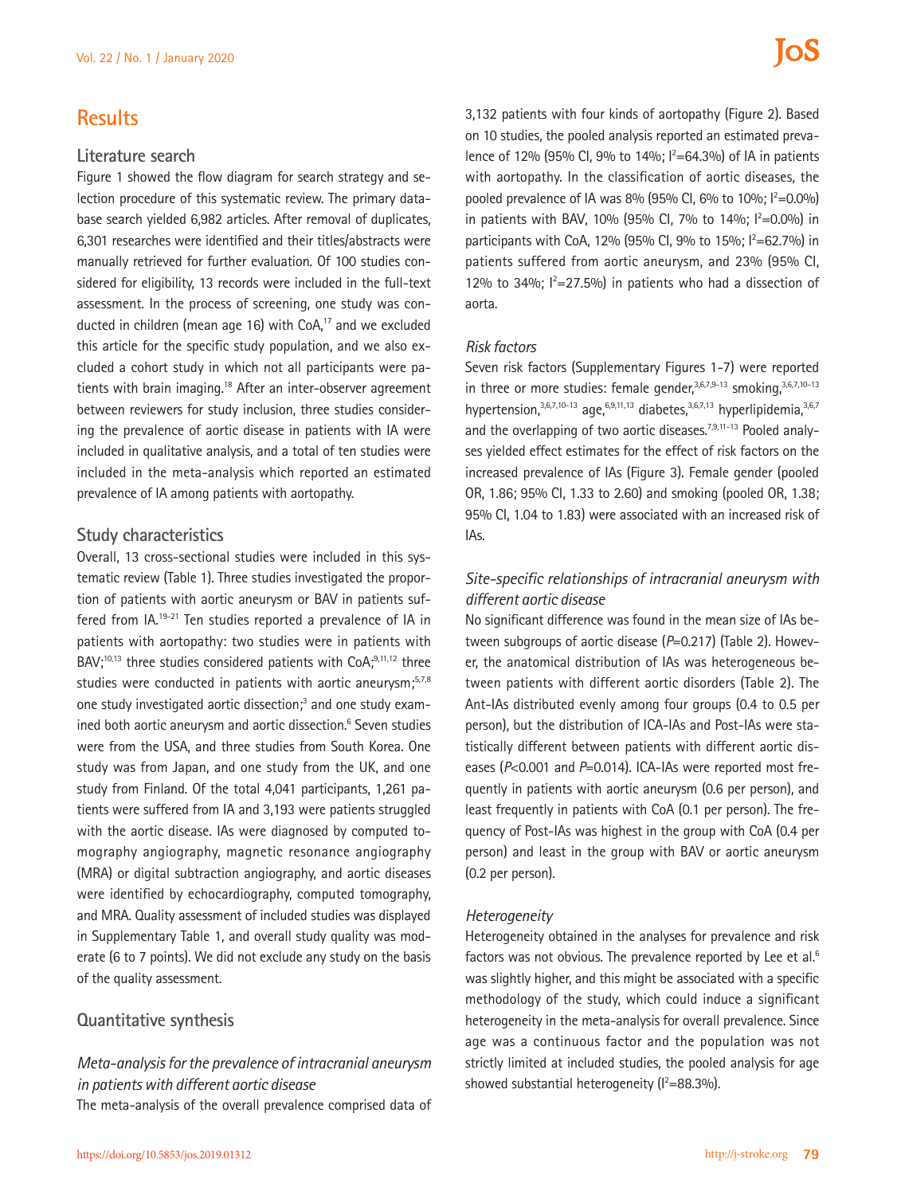## Results

### Literature search

Figure 1 showed the flow diagram for search strategy and selection procedure of this systematic review. The primary database search yielded 6,982 articles. After removal of duplicates, 6,301 researches were identified and their titles/abstracts were manually retrieved for further evaluation. Of 100 studies considered for eligibility, 13 records were included in the full-text assessment. In the process of screening, one study was conducted in children (mean age 16) with CoA,[17] and we excluded this article for the specific study population, and we also excluded a cohort study in which not all participants were patients with brain imaging.[18] After an inter-observer agreement between reviewers for study inclusion, three studies considering the prevalence of aortic disease in patients with IA were included in qualitative analysis, and a total of ten studies were included in the meta-analysis which reported an estimated prevalence of IA among patients with aortopathy.

### Study characteristics

Overall, 13 cross-sectional studies were included in this systematic review (Table 1). Three studies investigated the proportion of patients with aortic aneurysm or BAV in patients suffered from IA.[19-21] Ten studies reported a prevalence of IA in patients with aortopathy: two studies were in patients with BAV;[10,13] three studies considered patients with CoA;[9,11,12] three studies were conducted in patients with aortic aneurysm;[5,7,8] one study investigated aortic dissection;[3] and one study examined both aortic aneurysm and aortic dissection.[6] Seven studies were from the USA, and three studies from South Korea. One study was from Japan, and one study from the UK, and one study from Finland. Of the total 4,041 participants, 1,261 patients were suffered from IA and 3,193 were patients struggled with the aortic disease. IAs were diagnosed by computed tomography angiography, magnetic resonance angiography (MRA) or digital subtraction angiography, and aortic diseases were identified by echocardiography, computed tomography, and MRA. Quality assessment of included studies was displayed in Supplementary Table 1, and overall study quality was moderate (6 to 7 points). We did not exclude any study on the basis of the quality assessment.

### Quantitative synthesis

#### *Meta-analysis for the prevalence of intracranial aneurysm in patients with different aortic disease*

The meta-analysis of the overall prevalence comprised data of 3,132 patients with four kinds of aortopathy (Figure 2). Based on 10 studies, the pooled analysis reported an estimated prevalence of 12% (95% CI, 9% to 14%; $I^2$=64.3%) of IA in patients with aortopathy. In the classification of aortic diseases, the pooled prevalence of IA was 8% (95% CI, 6% to 10%; $I^2$=0.0%) in patients with BAV, 10% (95% CI, 7% to 14%; $I^2$=0.0%) in participants with CoA, 12% (95% CI, 9% to 15%; $I^2$=62.7%) in patients suffered from aortic aneurysm, and 23% (95% CI, 12% to 34%; $I^2$=27.5%) in patients who had a dissection of aorta.

#### *Risk factors*

Seven risk factors (Supplementary Figures 1-7) were reported in three or more studies: female gender,[3,6,7,9-13] smoking,[3,6,7,10-13] hypertension,[3,6,7,10-13] age,[6,9,11,13] diabetes,[3,6,7,13] hyperlipidemia,[3,6,7] and the overlapping of two aortic diseases.[7,9,11-13] Pooled analyses yielded effect estimates for the effect of risk factors on the increased prevalence of IAs (Figure 3). Female gender (pooled OR, 1.86; 95% CI, 1.33 to 2.60) and smoking (pooled OR, 1.38; 95% CI, 1.04 to 1.83) were associated with an increased risk of IAs.

#### *Site-specific relationships of intracranial aneurysm with different aortic disease*

No significant difference was found in the mean size of IAs between subgroups of aortic disease ($P$=0.217) (Table 2). However, the anatomical distribution of IAs was heterogeneous between patients with different aortic disorders (Table 2). The Ant-IAs distributed evenly among four groups (0.4 to 0.5 per person), but the distribution of ICA-IAs and Post-IAs were statistically different between patients with different aortic diseases ($P$<0.001 and $P$=0.014). ICA-IAs were reported most frequently in patients with aortic aneurysm (0.6 per person), and least frequently in patients with CoA (0.1 per person). The frequency of Post-IAs was highest in the group with CoA (0.4 per person) and least in the group with BAV or aortic aneurysm (0.2 per person).

#### *Heterogeneity*

Heterogeneity obtained in the analyses for prevalence and risk factors was not obvious. The prevalence reported by Lee et al.[6] was slightly higher, and this might be associated with a specific methodology of the study, which could induce a significant heterogeneity in the meta-analysis for overall prevalence. Since age was a continuous factor and the population was not strictly limited at included studies, the pooled analysis for age showed substantial heterogeneity ($I^2$=88.3%).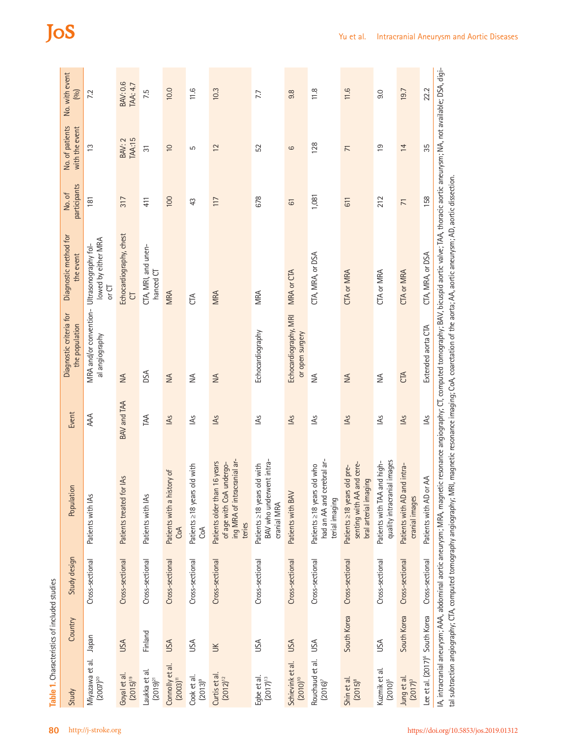**Table 1.** Characteristics of included studies

| Study | Country | Study design | Population | Event | Diagnostic criteria for the population | Diagnostic method for the event | No. of participants | No. of patients with the event | No. with event (%) |
|---|---|---|---|---|---|---|---|---|---|
| Miyazawa et al. (2007)[20] | Japan | Cross-sectional | Patients with IAs | AAA | MRA and/or conventional angiography | Ultrasonography followed by either MRA or CT | 181 | 13 | 7.2 |
| Goyal et al. (2015)[19] | USA | Cross-sectional | Patients treated for IAs | BAV and TAA | NA | Echocardiography, chest CT | 317 | BAV: 2 TAA:15 | BAV: 0.6 TAA: 4.7 |
| Laukka et al. (2019)[21] | Finland | Cross-sectional | Patients with IAs | TAA | DSA | CTA, MRI, and unenhanced CT | 411 | 31 | 7.5 |
| Connolly et al. (2003)[11] | USA | Cross-sectional | Patients with a history of CoA | IAs | NA | MRA | 100 | 10 | 10.0 |
| Cook et al. (2013)[9] | USA | Cross-sectional | Patients ≥18 years old with CoA | IAs | NA | CTA | 43 | 5 | 11.6 |
| Curtis et al. (2012)[12] | UK | Cross-sectional | Patients older than 16 years of age with CoA undergoing MRA of intracranial arteries | IAs | NA | MRA | 117 | 12 | 10.3 |
| Egbe et al. (2017)[13] | USA | Cross-sectional | Patients ≥18 years old with BAV who underwent intracranial MRA | IAs | Echocardiography | MRA | 678 | 52 | 7.7 |
| Schievink et al. (2010)[10] | USA | Cross-sectional | Patients with BAV | IAs | Echocardiography, MRI or open surgery | MRA or CTA | 61 | 6 | 9.8 |
| Rouchaud et al. (2016)[7] | USA | Cross-sectional | Patients ≥18 years old who had an AA and cerebral arterial imaging | IAs | NA | CTA, MRA, or DSA | 1,081 | 128 | 11.8 |
| Shin et al. (2015)[8] | South Korea | Cross-sectional | Patients ≥18 years old presenting with AA and cerebral arterial imaging | IAs | NA | CTA or MRA | 611 | 71 | 11.6 |
| Kuzmik et al. (2010)[5] | USA | Cross-sectional | Patients with TAA and high-quality intracranial images | IAs | NA | CTA or MRA | 212 | 19 | 9.0 |
| Jung et al. (2017)[3] | South Korea | Cross-sectional | Patients with AD and intracranial images | IAs | CTA | CTA or MRA | 71 | 14 | 19.7 |
| Lee et al. (2017)[6] | South Korea | Cross-sectional | Patients with AD or AA | IAs | Extended aorta CTA | CTA, MRA, or DSA | 158 | 35 | 22.2 |

IA, intracranial aneurysm; AAA, abdominal aortic aneurysm; MRA, magnetic resonance angiography; CT, computed tomography; BAV, bicuspid aortic valve; TAA, thoracic aortic aneurysm; NA, not available; DSA, digital subtraction angiography; CTA, computed tomography angiography; MRI, magnetic resonance imaging; CoA, coarctation of the aorta; AA, aortic aneurysm; AD, aortic dissection.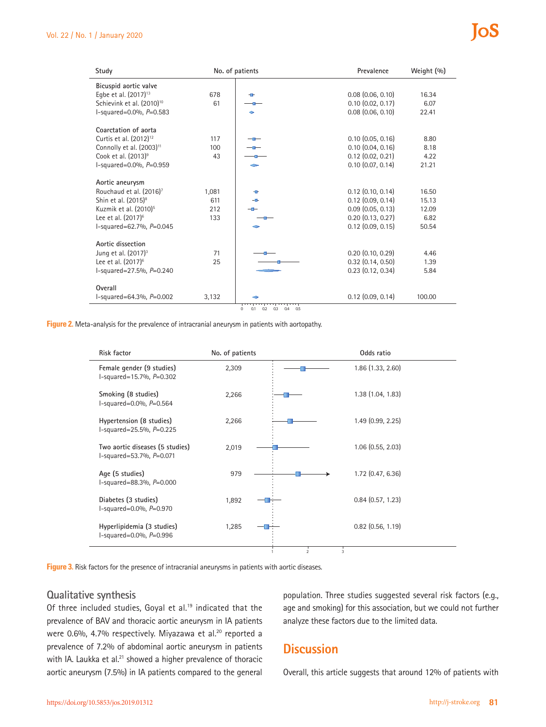| Study | No. of patients | Prevalence | Weight (%) |
|---|---|---|---|
| **Bicuspid aortic valve** | | | |
| Egbe et al. (2017)[13] | 678 | 0.08 (0.06, 0.10) | 16.34 |
| Schievink et al. (2010)[10] | 61 | 0.10 (0.02, 0.17) | 6.07 |
| I-squared=0.0%, P=0.583 | | 0.08 (0.06, 0.10) | 22.41 |
| **Coarctation of aorta** | | | |
| Curtis et al. (2012)[12] | 117 | 0.10 (0.05, 0.16) | 8.80 |
| Connolly et al. (2003)[11] | 100 | 0.10 (0.04, 0.16) | 8.18 |
| Cook et al. (2013)[9] | 43 | 0.12 (0.02, 0.21) | 4.22 |
| I-squared=0.0%, P=0.959 | | 0.10 (0.07, 0.14) | 21.21 |
| **Aortic aneurysm** | | | |
| Rouchaud et al. (2016)[7] | 1,081 | 0.12 (0.10, 0.14) | 16.50 |
| Shin et al. (2015)[8] | 611 | 0.12 (0.09, 0.14) | 15.13 |
| Kuzmik et al. (2010)[5] | 212 | 0.09 (0.05, 0.13) | 12.09 |
| Lee et al. (2017)[6] | 133 | 0.20 (0.13, 0.27) | 6.82 |
| I-squared=62.7%, P=0.045 | | 0.12 (0.09, 0.15) | 50.54 |
| **Aortic dissection** | | | |
| Jung et al. (2017)[3] | 71 | 0.20 (0.10, 0.29) | 4.46 |
| Lee et al. (2017)[6] | 25 | 0.32 (0.14, 0.50) | 1.39 |
| I-squared=27.5%, P=0.240 | | 0.23 (0.12, 0.34) | 5.84 |
| **Overall** | | | |
| I-squared=64.3%, P=0.002 | 3,132 | 0.12 (0.09, 0.14) | 100.00 |

**Figure 2.** Meta-analysis for the prevalence of intracranial aneurysm in patients with aortopathy.

| Risk factor | No. of patients | Odds ratio |
|---|---|---|
| Female gender (9 studies)<br>I-squared=15.7%, P=0.302 | 2,309 | 1.86 (1.33, 2.60) |
| Smoking (8 studies)<br>I-squared=0.0%, P=0.564 | 2,266 | 1.38 (1.04, 1.83) |
| Hypertension (8 studies)<br>I-squared=25.5%, P=0.225 | 2,266 | 1.49 (0.99, 2.25) |
| Two aortic diseases (5 studies)<br>I-squared=53.7%, P=0.071 | 2,019 | 1.06 (0.55, 2.03) |
| Age (5 studies)<br>I-squared=88.3%, P=0.000 | 979 | 1.72 (0.47, 6.36) |
| Diabetes (3 studies)<br>I-squared=0.0%, P=0.970 | 1,892 | 0.84 (0.57, 1.23) |
| Hyperlipidemia (3 studies)<br>I-squared=0.0%, P=0.996 | 1,285 | 0.82 (0.56, 1.19) |

**Figure 3.** Risk factors for the presence of intracranial aneurysms in patients with aortic diseases.

### Qualitative synthesis

Of three included studies, Goyal et al.[19] indicated that the prevalence of BAV and thoracic aortic aneurysm in IA patients were 0.6%, 4.7% respectively. Miyazawa et al.[20] reported a prevalence of 7.2% of abdominal aortic aneurysm in patients with IA. Laukka et al.[21] showed a higher prevalence of thoracic aortic aneurysm (7.5%) in IA patients compared to the general population. Three studies suggested several risk factors (e.g., age and smoking) for this association, but we could not further analyze these factors due to the limited data.

## Discussion

Overall, this article suggests that around 12% of patients with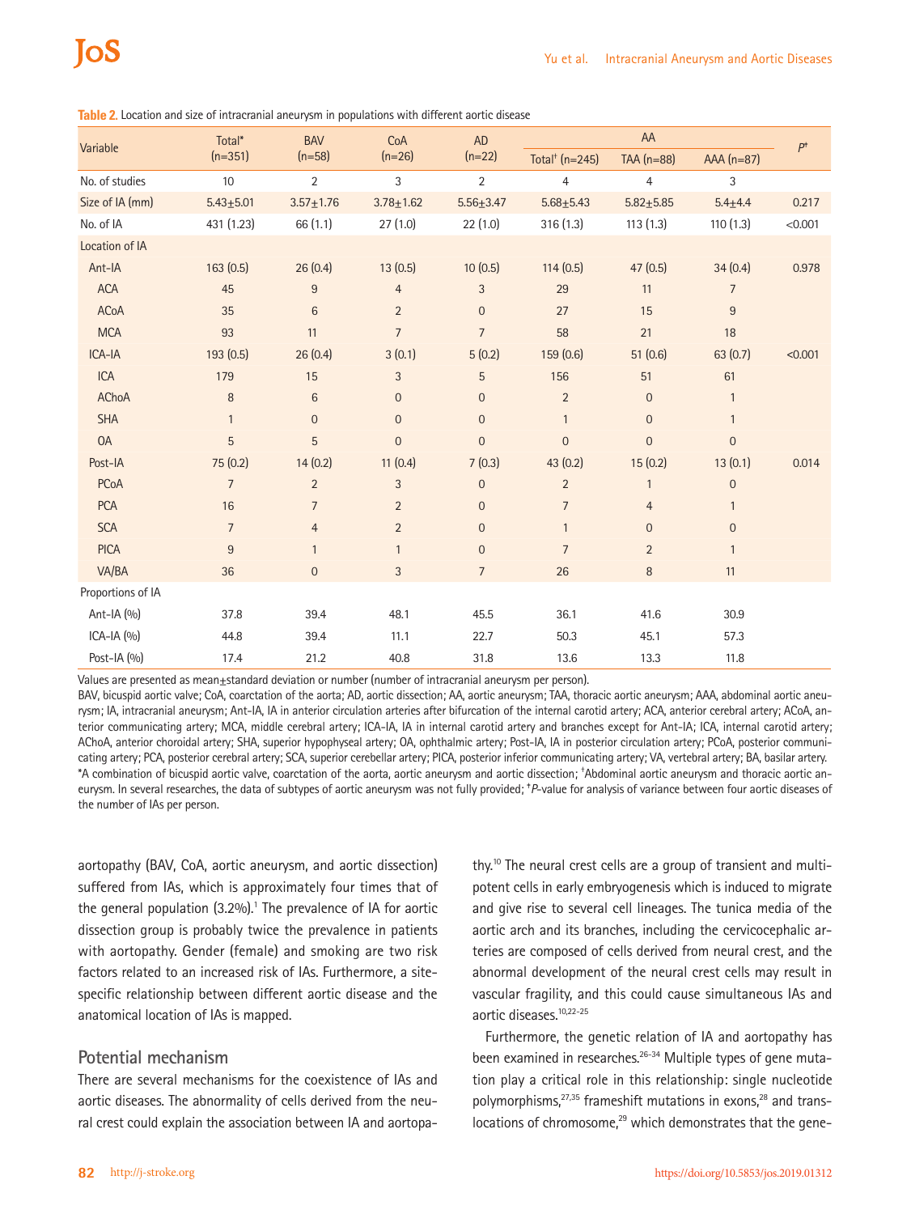**Table 2.** Location and size of intracranial aneurysm in populations with different aortic disease

| Variable | Total* (n=351) | BAV (n=58) | CoA (n=26) | AD (n=22) | AA | | | $P$‡ |
|---|---|---|---|---|---|---|---|---|
| | | | | | Total† (n=245) | TAA (n=88) | AAA (n=87) | |
| No. of studies | 10 | 2 | 3 | 2 | 4 | 4 | 3 | |
| Size of IA (mm) | 5.43±5.01 | 3.57±1.76 | 3.78±1.62 | 5.56±3.47 | 5.68±5.43 | 5.82±5.85 | 5.4±4.4 | 0.217 |
| No. of IA | 431 (1.23) | 66 (1.1) | 27 (1.0) | 22 (1.0) | 316 (1.3) | 113 (1.3) | 110 (1.3) | <0.001 |
| Location of IA | | | | | | | | |
| Ant-IA | 163 (0.5) | 26 (0.4) | 13 (0.5) | 10 (0.5) | 114 (0.5) | 47 (0.5) | 34 (0.4) | 0.978 |
| ACA | 45 | 9 | 4 | 3 | 29 | 11 | 7 | |
| ACoA | 35 | 6 | 2 | 0 | 27 | 15 | 9 | |
| MCA | 93 | 11 | 7 | 7 | 58 | 21 | 18 | |
| ICA-IA | 193 (0.5) | 26 (0.4) | 3 (0.1) | 5 (0.2) | 159 (0.6) | 51 (0.6) | 63 (0.7) | <0.001 |
| ICA | 179 | 15 | 3 | 5 | 156 | 51 | 61 | |
| AChoA | 8 | 6 | 0 | 0 | 2 | 0 | 1 | |
| SHA | 1 | 0 | 0 | 0 | 1 | 0 | 1 | |
| OA | 5 | 5 | 0 | 0 | 0 | 0 | 0 | |
| Post-IA | 75 (0.2) | 14 (0.2) | 11 (0.4) | 7 (0.3) | 43 (0.2) | 15 (0.2) | 13 (0.1) | 0.014 |
| PCoA | 7 | 2 | 3 | 0 | 2 | 1 | 0 | |
| PCA | 16 | 7 | 2 | 0 | 7 | 4 | 1 | |
| SCA | 7 | 4 | 2 | 0 | 1 | 0 | 0 | |
| PICA | 9 | 1 | 1 | 0 | 7 | 2 | 1 | |
| VA/BA | 36 | 0 | 3 | 7 | 26 | 8 | 11 | |
| Proportions of IA | | | | | | | | |
| Ant-IA (%) | 37.8 | 39.4 | 48.1 | 45.5 | 36.1 | 41.6 | 30.9 | |
| ICA-IA (%) | 44.8 | 39.4 | 11.1 | 22.7 | 50.3 | 45.1 | 57.3 | |
| Post-IA (%) | 17.4 | 21.2 | 40.8 | 31.8 | 13.6 | 13.3 | 11.8 | |

Values are presented as mean±standard deviation or number (number of intracranial aneurysm per person).
BAV, bicuspid aortic valve; CoA, coarctation of the aorta; AD, aortic dissection; AA, aortic aneurysm; TAA, thoracic aortic aneurysm; AAA, abdominal aortic aneurysm; IA, intracranial aneurysm; Ant-IA, IA in anterior circulation arteries after bifurcation of the internal carotid artery; ACA, anterior cerebral artery; ACoA, anterior communicating artery; MCA, middle cerebral artery; ICA-IA, IA in internal carotid artery and branches except for Ant-IA; ICA, internal carotid artery; AChoA, anterior choroidal artery; SHA, superior hypophyseal artery; OA, ophthalmic artery; Post-IA, IA in posterior circulation artery; PCoA, posterior communicating artery; PCA, posterior cerebral artery; SCA, superior cerebellar artery; PICA, posterior inferior communicating artery; VA, vertebral artery; BA, basilar artery.
*A combination of bicuspid aortic valve, coarctation of the aorta, aortic aneurysm and aortic dissection; †Abdominal aortic aneurysm and thoracic aortic aneurysm. In several researches, the data of subtypes of aortic aneurysm was not fully provided; ‡$P$-value for analysis of variance between four aortic diseases of the number of IAs per person.

aortopathy (BAV, CoA, aortic aneurysm, and aortic dissection) suffered from IAs, which is approximately four times that of the general population (3.2%).[1] The prevalence of IA for aortic dissection group is probably twice the prevalence in patients with aortopathy. Gender (female) and smoking are two risk factors related to an increased risk of IAs. Furthermore, a site-specific relationship between different aortic disease and the anatomical location of IAs is mapped.

## Potential mechanism

There are several mechanisms for the coexistence of IAs and aortic diseases. The abnormality of cells derived from the neural crest could explain the association between IA and aortopathy.[10] The neural crest cells are a group of transient and multipotent cells in early embryogenesis which is induced to migrate and give rise to several cell lineages. The tunica media of the aortic arch and its branches, including the cervicocephalic arteries are composed of cells derived from neural crest, and the abnormal development of the neural crest cells may result in vascular fragility, and this could cause simultaneous IAs and aortic diseases.[10,22-25]

Furthermore, the genetic relation of IA and aortopathy has been examined in researches.[26-34] Multiple types of gene mutation play a critical role in this relationship: single nucleotide polymorphisms,[27,35] frameshift mutations in exons,[28] and translocations of chromosome,[29] which demonstrates that the gene-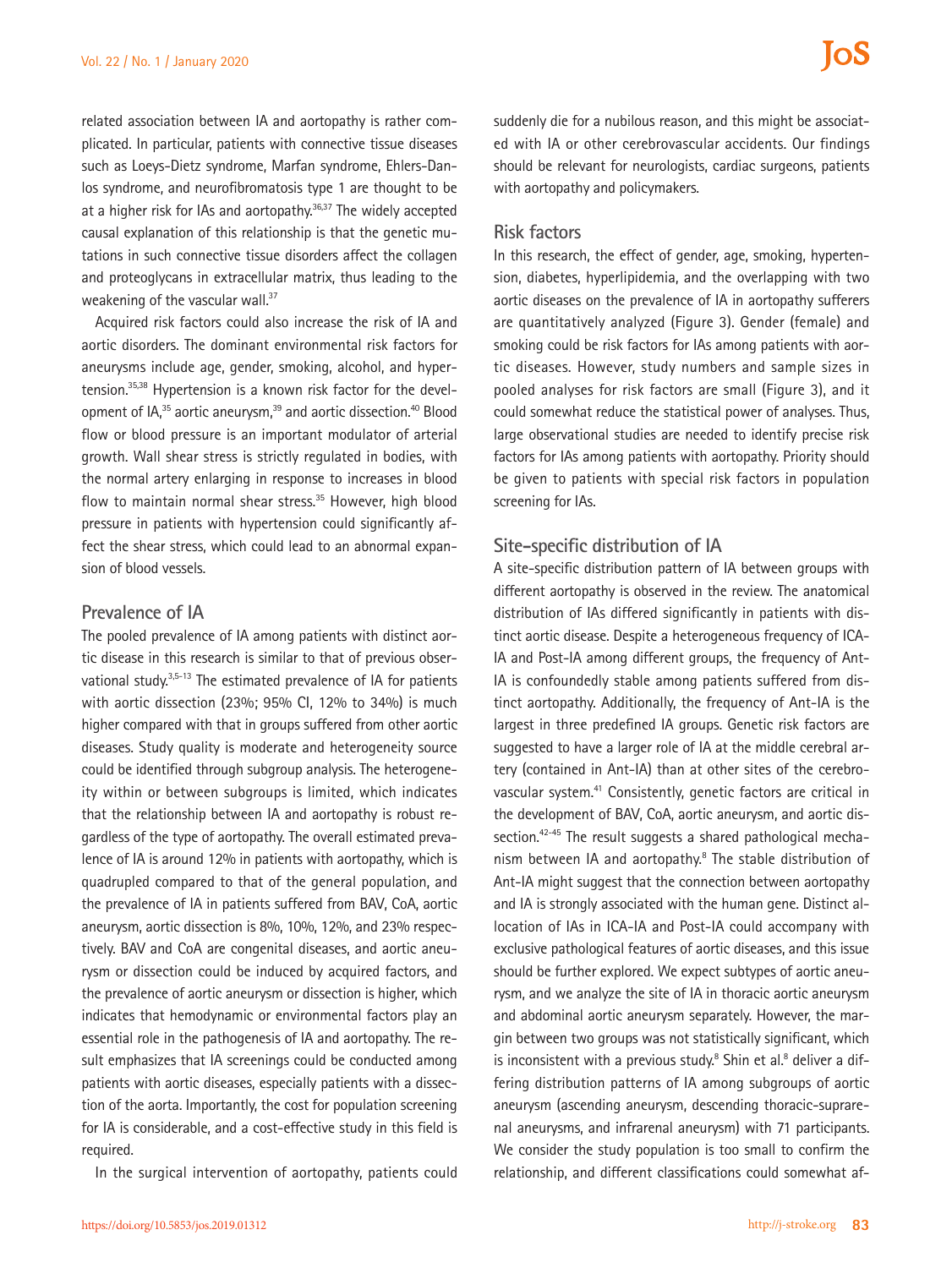related association between IA and aortopathy is rather complicated. In particular, patients with connective tissue diseases such as Loeys-Dietz syndrome, Marfan syndrome, Ehlers-Danlos syndrome, and neurofibromatosis type 1 are thought to be at a higher risk for IAs and aortopathy.[36,37] The widely accepted causal explanation of this relationship is that the genetic mutations in such connective tissue disorders affect the collagen and proteoglycans in extracellular matrix, thus leading to the weakening of the vascular wall.[37]

Acquired risk factors could also increase the risk of IA and aortic disorders. The dominant environmental risk factors for aneurysms include age, gender, smoking, alcohol, and hypertension.[35,38] Hypertension is a known risk factor for the development of IA,[35] aortic aneurysm,[39] and aortic dissection.[40] Blood flow or blood pressure is an important modulator of arterial growth. Wall shear stress is strictly regulated in bodies, with the normal artery enlarging in response to increases in blood flow to maintain normal shear stress.[35] However, high blood pressure in patients with hypertension could significantly affect the shear stress, which could lead to an abnormal expansion of blood vessels.

## Prevalence of IA

The pooled prevalence of IA among patients with distinct aortic disease in this research is similar to that of previous observational study.[3,5-13] The estimated prevalence of IA for patients with aortic dissection (23%; 95% CI, 12% to 34%) is much higher compared with that in groups suffered from other aortic diseases. Study quality is moderate and heterogeneity source could be identified through subgroup analysis. The heterogeneity within or between subgroups is limited, which indicates that the relationship between IA and aortopathy is robust regardless of the type of aortopathy. The overall estimated prevalence of IA is around 12% in patients with aortopathy, which is quadrupled compared to that of the general population, and the prevalence of IA in patients suffered from BAV, CoA, aortic aneurysm, aortic dissection is 8%, 10%, 12%, and 23% respectively. BAV and CoA are congenital diseases, and aortic aneurysm or dissection could be induced by acquired factors, and the prevalence of aortic aneurysm or dissection is higher, which indicates that hemodynamic or environmental factors play an essential role in the pathogenesis of IA and aortopathy. The result emphasizes that IA screenings could be conducted among patients with aortic diseases, especially patients with a dissection of the aorta. Importantly, the cost for population screening for IA is considerable, and a cost-effective study in this field is required.

In the surgical intervention of aortopathy, patients could suddenly die for a nubilous reason, and this might be associated with IA or other cerebrovascular accidents. Our findings should be relevant for neurologists, cardiac surgeons, patients with aortopathy and policymakers.

## Risk factors

In this research, the effect of gender, age, smoking, hypertension, diabetes, hyperlipidemia, and the overlapping with two aortic diseases on the prevalence of IA in aortopathy sufferers are quantitatively analyzed (Figure 3). Gender (female) and smoking could be risk factors for IAs among patients with aortic diseases. However, study numbers and sample sizes in pooled analyses for risk factors are small (Figure 3), and it could somewhat reduce the statistical power of analyses. Thus, large observational studies are needed to identify precise risk factors for IAs among patients with aortopathy. Priority should be given to patients with special risk factors in population screening for IAs.

## Site-specific distribution of IA

A site-specific distribution pattern of IA between groups with different aortopathy is observed in the review. The anatomical distribution of IAs differed significantly in patients with distinct aortic disease. Despite a heterogeneous frequency of ICA-IA and Post-IA among different groups, the frequency of Ant-IA is confoundedly stable among patients suffered from distinct aortopathy. Additionally, the frequency of Ant-IA is the largest in three predefined IA groups. Genetic risk factors are suggested to have a larger role of IA at the middle cerebral artery (contained in Ant-IA) than at other sites of the cerebrovascular system.[41] Consistently, genetic factors are critical in the development of BAV, CoA, aortic aneurysm, and aortic dissection.[42-45] The result suggests a shared pathological mechanism between IA and aortopathy.[8] The stable distribution of Ant-IA might suggest that the connection between aortopathy and IA is strongly associated with the human gene. Distinct allocation of IAs in ICA-IA and Post-IA could accompany with exclusive pathological features of aortic diseases, and this issue should be further explored. We expect subtypes of aortic aneurysm, and we analyze the site of IA in thoracic aortic aneurysm and abdominal aortic aneurysm separately. However, the margin between two groups was not statistically significant, which is inconsistent with a previous study.[8] Shin et al.[8] deliver a differing distribution patterns of IA among subgroups of aortic aneurysm (ascending aneurysm, descending thoracic-suprarenal aneurysms, and infrarenal aneurysm) with 71 participants. We consider the study population is too small to confirm the relationship, and different classifications could somewhat af-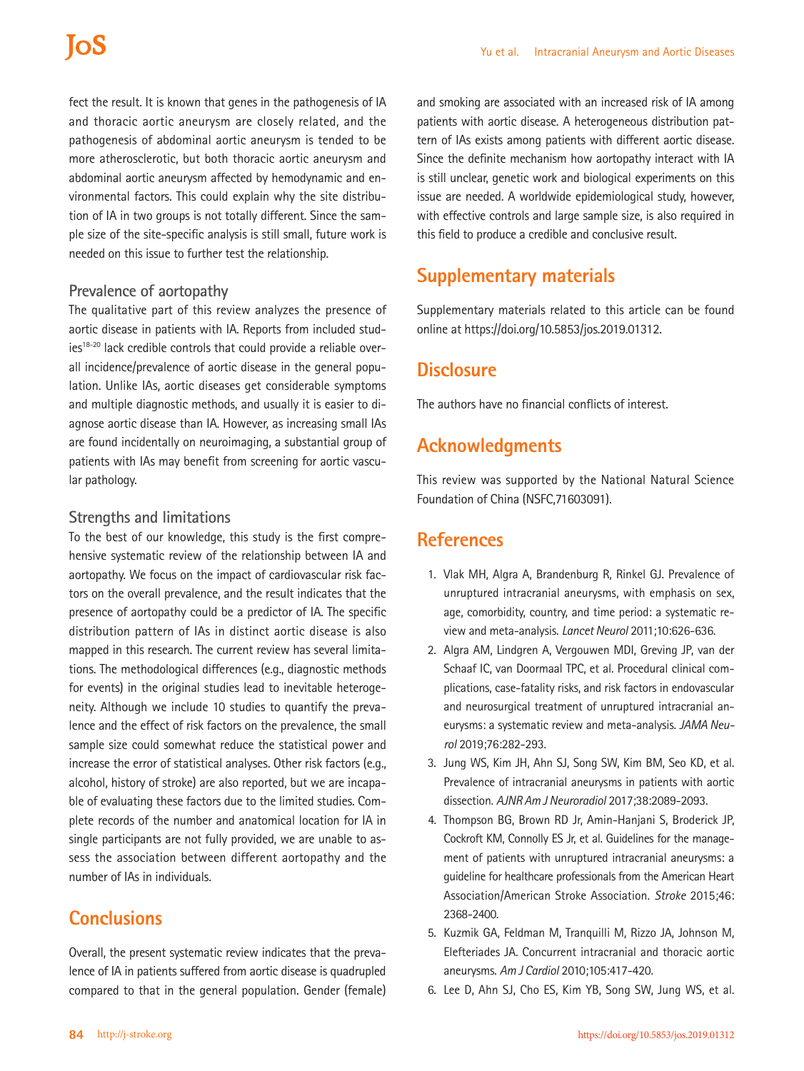fect the result. It is known that genes in the pathogenesis of IA and thoracic aortic aneurysm are closely related, and the pathogenesis of abdominal aortic aneurysm is tended to be more atherosclerotic, but both thoracic aortic aneurysm and abdominal aortic aneurysm affected by hemodynamic and environmental factors. This could explain why the site distribution of IA in two groups is not totally different. Since the sample size of the site-specific analysis is still small, future work is needed on this issue to further test the relationship.

### Prevalence of aortopathy

The qualitative part of this review analyzes the presence of aortic disease in patients with IA. Reports from included studies[18-20] lack credible controls that could provide a reliable overall incidence/prevalence of aortic disease in the general population. Unlike IAs, aortic diseases get considerable symptoms and multiple diagnostic methods, and usually it is easier to diagnose aortic disease than IA. However, as increasing small IAs are found incidentally on neuroimaging, a substantial group of patients with IAs may benefit from screening for aortic vascular pathology.

### Strengths and limitations

To the best of our knowledge, this study is the first comprehensive systematic review of the relationship between IA and aortopathy. We focus on the impact of cardiovascular risk factors on the overall prevalence, and the result indicates that the presence of aortopathy could be a predictor of IA. The specific distribution pattern of IAs in distinct aortic disease is also mapped in this research. The current review has several limitations. The methodological differences (e.g., diagnostic methods for events) in the original studies lead to inevitable heterogeneity. Although we include 10 studies to quantify the prevalence and the effect of risk factors on the prevalence, the small sample size could somewhat reduce the statistical power and increase the error of statistical analyses. Other risk factors (e.g., alcohol, history of stroke) are also reported, but we are incapable of evaluating these factors due to the limited studies. Complete records of the number and anatomical location for IA in single participants are not fully provided, we are unable to assess the association between different aortopathy and the number of IAs in individuals.

## Conclusions

Overall, the present systematic review indicates that the prevalence of IA in patients suffered from aortic disease is quadrupled compared to that in the general population. Gender (female) and smoking are associated with an increased risk of IA among patients with aortic disease. A heterogeneous distribution pattern of IAs exists among patients with different aortic disease. Since the definite mechanism how aortopathy interact with IA is still unclear, genetic work and biological experiments on this issue are needed. A worldwide epidemiological study, however, with effective controls and large sample size, is also required in this field to produce a credible and conclusive result.

## Supplementary materials

Supplementary materials related to this article can be found online at https://doi.org/10.5853/jos.2019.01312.

## Disclosure

The authors have no financial conflicts of interest.

## Acknowledgments

This review was supported by the National Natural Science Foundation of China (NSFC,71603091).

## References

1. Vlak MH, Algra A, Brandenburg R, Rinkel GJ. Prevalence of unruptured intracranial aneurysms, with emphasis on sex, age, comorbidity, country, and time period: a systematic review and meta-analysis. *Lancet Neurol* 2011;10:626-636.
2. Algra AM, Lindgren A, Vergouwen MDI, Greving JP, van der Schaaf IC, van Doormaal TPC, et al. Procedural clinical complications, case-fatality risks, and risk factors in endovascular and neurosurgical treatment of unruptured intracranial aneurysms: a systematic review and meta-analysis. *JAMA Neurol* 2019;76:282-293.
3. Jung WS, Kim JH, Ahn SJ, Song SW, Kim BM, Seo KD, et al. Prevalence of intracranial aneurysms in patients with aortic dissection. *AJNR Am J Neuroradiol* 2017;38:2089-2093.
4. Thompson BG, Brown RD Jr, Amin-Hanjani S, Broderick JP, Cockroft KM, Connolly ES Jr, et al. Guidelines for the management of patients with unruptured intracranial aneurysms: a guideline for healthcare professionals from the American Heart Association/American Stroke Association. *Stroke* 2015;46: 2368-2400.
5. Kuzmik GA, Feldman M, Tranquilli M, Rizzo JA, Johnson M, Elefteriades JA. Concurrent intracranial and thoracic aortic aneurysms. *Am J Cardiol* 2010;105:417-420.
6. Lee D, Ahn SJ, Cho ES, Kim YB, Song SW, Jung WS, et al.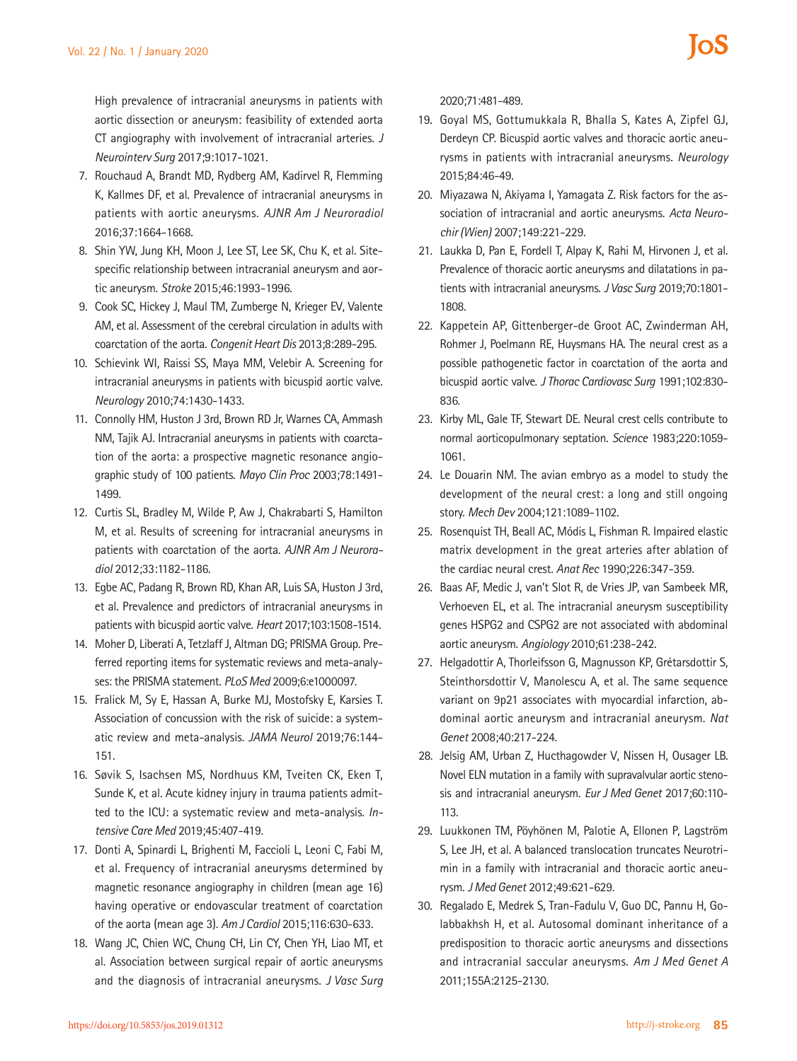High prevalence of intracranial aneurysms in patients with aortic dissection or aneurysm: feasibility of extended aorta CT angiography with involvement of intracranial arteries. *J Neurointerv Surg* 2017;9:1017-1021.

7. Rouchaud A, Brandt MD, Rydberg AM, Kadirvel R, Flemming K, Kallmes DF, et al. Prevalence of intracranial aneurysms in patients with aortic aneurysms. *AJNR Am J Neuroradiol* 2016;37:1664-1668.
8. Shin YW, Jung KH, Moon J, Lee ST, Lee SK, Chu K, et al. Site-specific relationship between intracranial aneurysm and aortic aneurysm. *Stroke* 2015;46:1993-1996.
9. Cook SC, Hickey J, Maul TM, Zumberge N, Krieger EV, Valente AM, et al. Assessment of the cerebral circulation in adults with coarctation of the aorta. *Congenit Heart Dis* 2013;8:289-295.
10. Schievink WI, Raissi SS, Maya MM, Velebir A. Screening for intracranial aneurysms in patients with bicuspid aortic valve. *Neurology* 2010;74:1430-1433.
11. Connolly HM, Huston J 3rd, Brown RD Jr, Warnes CA, Ammash NM, Tajik AJ. Intracranial aneurysms in patients with coarctation of the aorta: a prospective magnetic resonance angiographic study of 100 patients. *Mayo Clin Proc* 2003;78:1491-1499.
12. Curtis SL, Bradley M, Wilde P, Aw J, Chakrabarti S, Hamilton M, et al. Results of screening for intracranial aneurysms in patients with coarctation of the aorta. *AJNR Am J Neuroradiol* 2012;33:1182-1186.
13. Egbe AC, Padang R, Brown RD, Khan AR, Luis SA, Huston J 3rd, et al. Prevalence and predictors of intracranial aneurysms in patients with bicuspid aortic valve. *Heart* 2017;103:1508-1514.
14. Moher D, Liberati A, Tetzlaff J, Altman DG; PRISMA Group. Preferred reporting items for systematic reviews and meta-analyses: the PRISMA statement. *PLoS Med* 2009;6:e1000097.
15. Fralick M, Sy E, Hassan A, Burke MJ, Mostofsky E, Karsies T. Association of concussion with the risk of suicide: a systematic review and meta-analysis. *JAMA Neurol* 2019;76:144-151.
16. Søvik S, Isachsen MS, Nordhuus KM, Tveiten CK, Eken T, Sunde K, et al. Acute kidney injury in trauma patients admitted to the ICU: a systematic review and meta-analysis. *Intensive Care Med* 2019;45:407-419.
17. Donti A, Spinardi L, Brighenti M, Faccioli L, Leoni C, Fabi M, et al. Frequency of intracranial aneurysms determined by magnetic resonance angiography in children (mean age 16) having operative or endovascular treatment of coarctation of the aorta (mean age 3). *Am J Cardiol* 2015;116:630-633.
18. Wang JC, Chien WC, Chung CH, Lin CY, Chen YH, Liao MT, et al. Association between surgical repair of aortic aneurysms and the diagnosis of intracranial aneurysms. *J Vasc Surg* 2020;71:481-489.
19. Goyal MS, Gottumukkala R, Bhalla S, Kates A, Zipfel GJ, Derdeyn CP. Bicuspid aortic valves and thoracic aortic aneurysms in patients with intracranial aneurysms. *Neurology* 2015;84:46-49.
20. Miyazawa N, Akiyama I, Yamagata Z. Risk factors for the association of intracranial and aortic aneurysms. *Acta Neurochir (Wien)* 2007;149:221-229.
21. Laukka D, Pan E, Fordell T, Alpay K, Rahi M, Hirvonen J, et al. Prevalence of thoracic aortic aneurysms and dilatations in patients with intracranial aneurysms. *J Vasc Surg* 2019;70:1801-1808.
22. Kappetein AP, Gittenberger-de Groot AC, Zwinderman AH, Rohmer J, Poelmann RE, Huysmans HA. The neural crest as a possible pathogenetic factor in coarctation of the aorta and bicuspid aortic valve. *J Thorac Cardiovasc Surg* 1991;102:830-836.
23. Kirby ML, Gale TF, Stewart DE. Neural crest cells contribute to normal aorticopulmonary septation. *Science* 1983;220:1059-1061.
24. Le Douarin NM. The avian embryo as a model to study the development of the neural crest: a long and still ongoing story. *Mech Dev* 2004;121:1089-1102.
25. Rosenquist TH, Beall AC, Módis L, Fishman R. Impaired elastic matrix development in the great arteries after ablation of the cardiac neural crest. *Anat Rec* 1990;226:347-359.
26. Baas AF, Medic J, van't Slot R, de Vries JP, van Sambeek MR, Verhoeven EL, et al. The intracranial aneurysm susceptibility genes HSPG2 and CSPG2 are not associated with abdominal aortic aneurysm. *Angiology* 2010;61:238-242.
27. Helgadottir A, Thorleifsson G, Magnusson KP, Grétarsdottir S, Steinthorsdottir V, Manolescu A, et al. The same sequence variant on 9p21 associates with myocardial infarction, abdominal aortic aneurysm and intracranial aneurysm. *Nat Genet* 2008;40:217-224.
28. Jelsig AM, Urban Z, Hucthagowder V, Nissen H, Ousager LB. Novel ELN mutation in a family with supravalvular aortic stenosis and intracranial aneurysm. *Eur J Med Genet* 2017;60:110-113.
29. Luukkonen TM, Pöyhönen M, Palotie A, Ellonen P, Lagström S, Lee JH, et al. A balanced translocation truncates Neurotrimin in a family with intracranial and thoracic aortic aneurysm. *J Med Genet* 2012;49:621-629.
30. Regalado E, Medrek S, Tran-Fadulu V, Guo DC, Pannu H, Golabbakhsh H, et al. Autosomal dominant inheritance of a predisposition to thoracic aortic aneurysms and dissections and intracranial saccular aneurysms. *Am J Med Genet A* 2011;155A:2125-2130.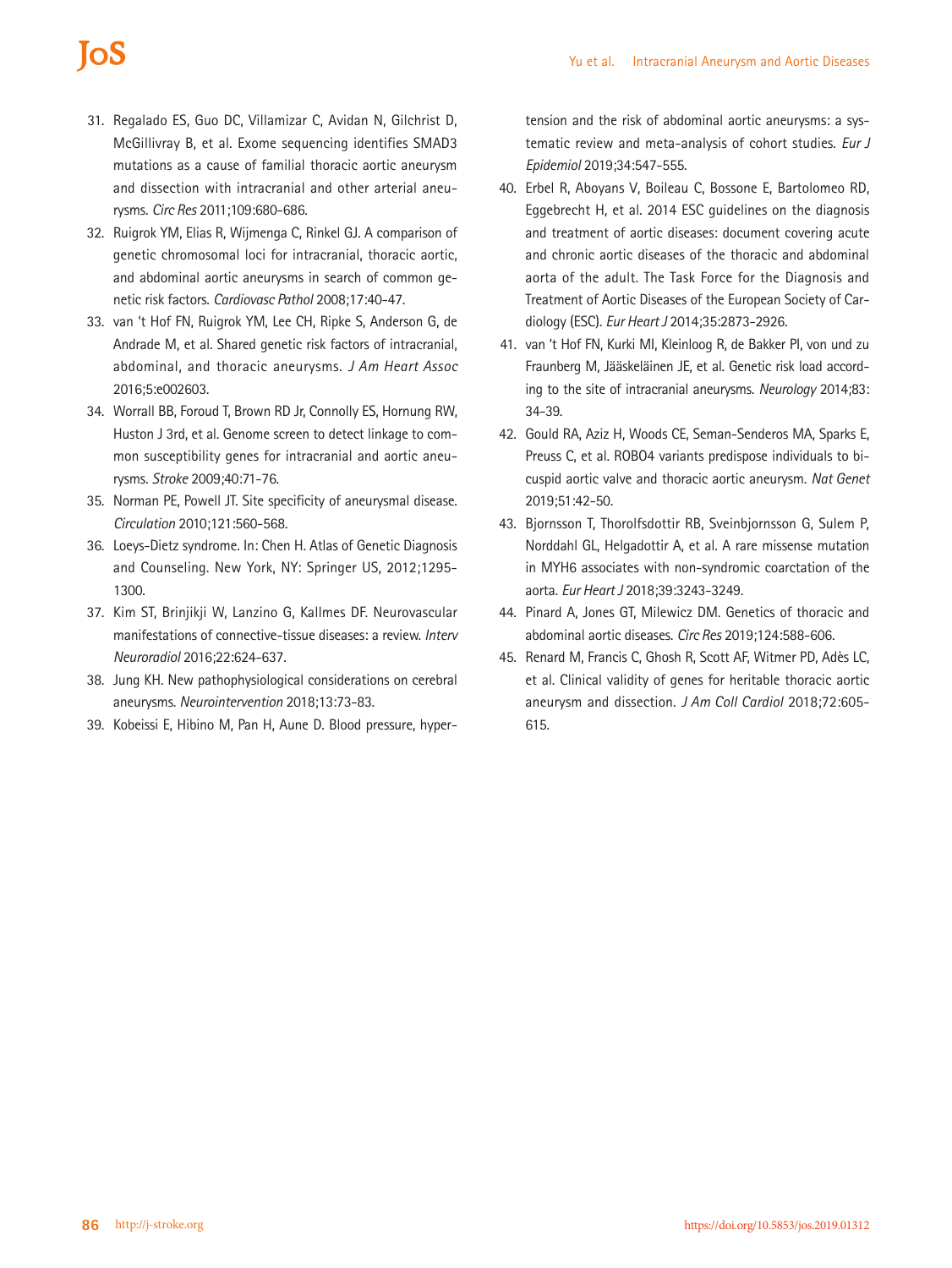31. Regalado ES, Guo DC, Villamizar C, Avidan N, Gilchrist D, McGillivray B, et al. Exome sequencing identifies SMAD3 mutations as a cause of familial thoracic aortic aneurysm and dissection with intracranial and other arterial aneurysms. *Circ Res* 2011;109:680-686.
32. Ruigrok YM, Elias R, Wijmenga C, Rinkel GJ. A comparison of genetic chromosomal loci for intracranial, thoracic aortic, and abdominal aortic aneurysms in search of common genetic risk factors. *Cardiovasc Pathol* 2008;17:40-47.
33. van 't Hof FN, Ruigrok YM, Lee CH, Ripke S, Anderson G, de Andrade M, et al. Shared genetic risk factors of intracranial, abdominal, and thoracic aneurysms. *J Am Heart Assoc* 2016;5:e002603.
34. Worrall BB, Foroud T, Brown RD Jr, Connolly ES, Hornung RW, Huston J 3rd, et al. Genome screen to detect linkage to common susceptibility genes for intracranial and aortic aneurysms. *Stroke* 2009;40:71-76.
35. Norman PE, Powell JT. Site specificity of aneurysmal disease. *Circulation* 2010;121:560-568.
36. Loeys-Dietz syndrome. In: Chen H. Atlas of Genetic Diagnosis and Counseling. New York, NY: Springer US, 2012;1295-1300.
37. Kim ST, Brinjikji W, Lanzino G, Kallmes DF. Neurovascular manifestations of connective-tissue diseases: a review. *Interv Neuroradiol* 2016;22:624-637.
38. Jung KH. New pathophysiological considerations on cerebral aneurysms. *Neurointervention* 2018;13:73-83.
39. Kobeissi E, Hibino M, Pan H, Aune D. Blood pressure, hypertension and the risk of abdominal aortic aneurysms: a systematic review and meta-analysis of cohort studies. *Eur J Epidemiol* 2019;34:547-555.
40. Erbel R, Aboyans V, Boileau C, Bossone E, Bartolomeo RD, Eggebrecht H, et al. 2014 ESC guidelines on the diagnosis and treatment of aortic diseases: document covering acute and chronic aortic diseases of the thoracic and abdominal aorta of the adult. The Task Force for the Diagnosis and Treatment of Aortic Diseases of the European Society of Cardiology (ESC). *Eur Heart J* 2014;35:2873-2926.
41. van 't Hof FN, Kurki MI, Kleinloog R, de Bakker PI, von und zu Fraunberg M, Jääskeläinen JE, et al. Genetic risk load according to the site of intracranial aneurysms. *Neurology* 2014;83:34-39.
42. Gould RA, Aziz H, Woods CE, Seman-Senderos MA, Sparks E, Preuss C, et al. ROBO4 variants predispose individuals to bicuspid aortic valve and thoracic aortic aneurysm. *Nat Genet* 2019;51:42-50.
43. Bjornsson T, Thorolfsdottir RB, Sveinbjornsson G, Sulem P, Norddahl GL, Helgadottir A, et al. A rare missense mutation in MYH6 associates with non-syndromic coarctation of the aorta. *Eur Heart J* 2018;39:3243-3249.
44. Pinard A, Jones GT, Milewicz DM. Genetics of thoracic and abdominal aortic diseases. *Circ Res* 2019;124:588-606.
45. Renard M, Francis C, Ghosh R, Scott AF, Witmer PD, Adès LC, et al. Clinical validity of genes for heritable thoracic aortic aneurysm and dissection. *J Am Coll Cardiol* 2018;72:605-615.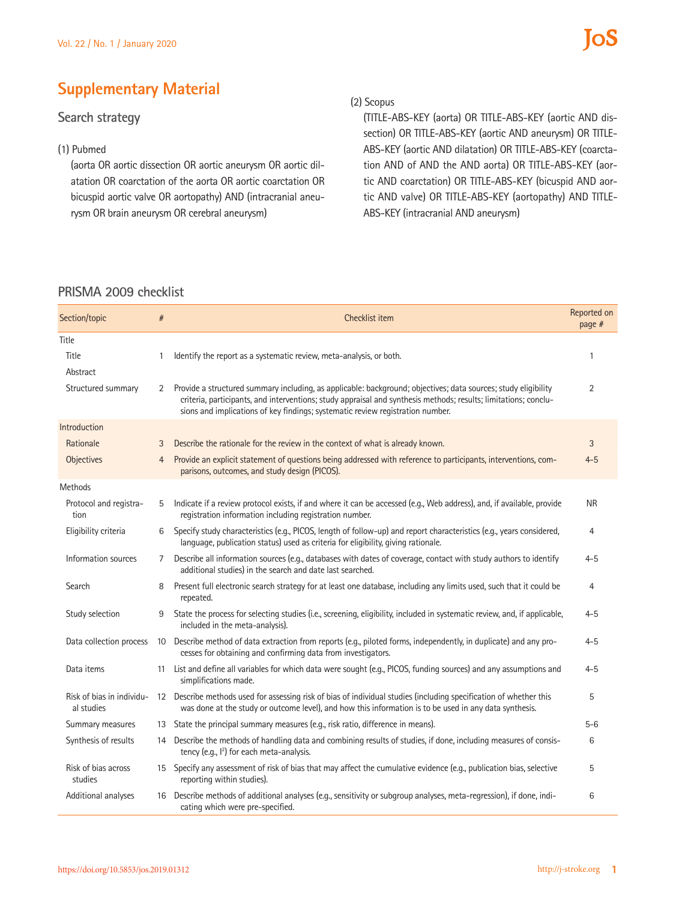## Supplementary Material

### Search strategy

(1) Pubmed

(aorta OR aortic dissection OR aortic aneurysm OR aortic dilatation OR coarctation of the aorta OR aortic coarctation OR bicuspid aortic valve OR aortopathy) AND (intracranial aneurysm OR brain aneurysm OR cerebral aneurysm)

(2) Scopus

(TITLE-ABS-KEY (aorta) OR TITLE-ABS-KEY (aortic AND dissection) OR TITLE-ABS-KEY (aortic AND aneurysm) OR TITLE-ABS-KEY (aortic AND dilatation) OR TITLE-ABS-KEY (coarctation AND of AND the AND aorta) OR TITLE-ABS-KEY (aortic AND coarctation) OR TITLE-ABS-KEY (bicuspid AND aortic AND valve) OR TITLE-ABS-KEY (aortopathy) AND TITLE-ABS-KEY (intracranial AND aneurysm)

### PRISMA 2009 checklist

| Section/topic | # | Checklist item | Reported on page # |
|---|---|---|---|
| Title | | | |
| Title | 1 | Identify the report as a systematic review, meta-analysis, or both. | 1 |
| Abstract | | | |
| Structured summary | 2 | Provide a structured summary including, as applicable: background; objectives; data sources; study eligibility criteria, participants, and interventions; study appraisal and synthesis methods; results; limitations; conclusions and implications of key findings; systematic review registration number. | 2 |
| Introduction | | | |
| Rationale | 3 | Describe the rationale for the review in the context of what is already known. | 3 |
| Objectives | 4 | Provide an explicit statement of questions being addressed with reference to participants, interventions, comparisons, outcomes, and study design (PICOS). | 4–5 |
| Methods | | | |
| Protocol and registration | 5 | Indicate if a review protocol exists, if and where it can be accessed (e.g., Web address), and, if available, provide registration information including registration number. | NR |
| Eligibility criteria | 6 | Specify study characteristics (e.g., PICOS, length of follow-up) and report characteristics (e.g., years considered, language, publication status) used as criteria for eligibility, giving rationale. | 4 |
| Information sources | 7 | Describe all information sources (e.g., databases with dates of coverage, contact with study authors to identify additional studies) in the search and date last searched. | 4–5 |
| Search | 8 | Present full electronic search strategy for at least one database, including any limits used, such that it could be repeated. | 4 |
| Study selection | 9 | State the process for selecting studies (i.e., screening, eligibility, included in systematic review, and, if applicable, included in the meta-analysis). | 4–5 |
| Data collection process | 10 | Describe method of data extraction from reports (e.g., piloted forms, independently, in duplicate) and any processes for obtaining and confirming data from investigators. | 4–5 |
| Data items | 11 | List and define all variables for which data were sought (e.g., PICOS, funding sources) and any assumptions and simplifications made. | 4–5 |
| Risk of bias in individual studies | 12 | Describe methods used for assessing risk of bias of individual studies (including specification of whether this was done at the study or outcome level), and how this information is to be used in any data synthesis. | 5 |
| Summary measures | 13 | State the principal summary measures (e.g., risk ratio, difference in means). | 5–6 |
| Synthesis of results | 14 | Describe the methods of handling data and combining results of studies, if done, including measures of consistency (e.g., $I^2$) for each meta-analysis. | 6 |
| Risk of bias across studies | 15 | Specify any assessment of risk of bias that may affect the cumulative evidence (e.g., publication bias, selective reporting within studies). | 5 |
| Additional analyses | 16 | Describe methods of additional analyses (e.g., sensitivity or subgroup analyses, meta-regression), if done, indicating which were pre-specified. | 6 |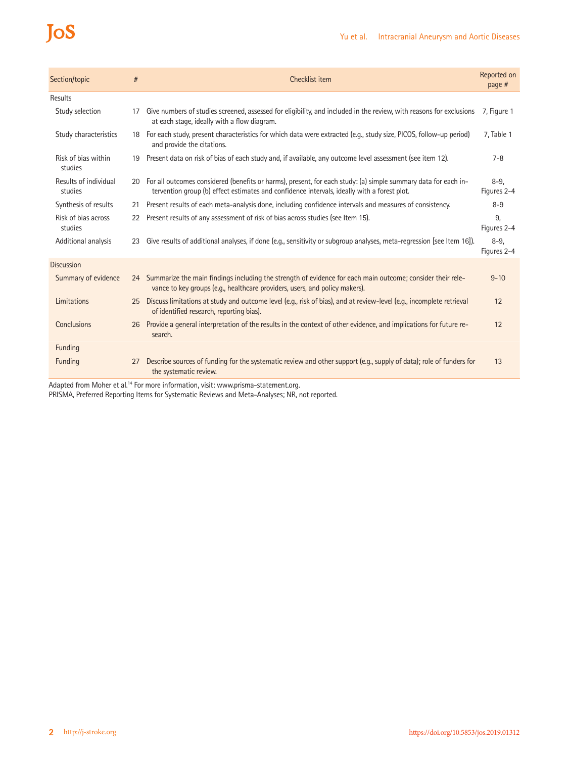| Section/topic | # | Checklist item | Reported on page # |
|---|---|---|---|
| Results | | | |
| Study selection | 17 | Give numbers of studies screened, assessed for eligibility, and included in the review, with reasons for exclusions at each stage, ideally with a flow diagram. | 7, Figure 1 |
| Study characteristics | 18 | For each study, present characteristics for which data were extracted (e.g., study size, PICOS, follow-up period) and provide the citations. | 7, Table 1 |
| Risk of bias within studies | 19 | Present data on risk of bias of each study and, if available, any outcome level assessment (see item 12). | 7-8 |
| Results of individual studies | 20 | For all outcomes considered (benefits or harms), present, for each study: (a) simple summary data for each intervention group (b) effect estimates and confidence intervals, ideally with a forest plot. | 8-9, Figures 2-4 |
| Synthesis of results | 21 | Present results of each meta-analysis done, including confidence intervals and measures of consistency. | 8-9 |
| Risk of bias across studies | 22 | Present results of any assessment of risk of bias across studies (see Item 15). | 9, Figures 2-4 |
| Additional analysis | 23 | Give results of additional analyses, if done (e.g., sensitivity or subgroup analyses, meta-regression [see Item 16]). | 8-9, Figures 2-4 |
| Discussion | | | |
| Summary of evidence | 24 | Summarize the main findings including the strength of evidence for each main outcome; consider their relevance to key groups (e.g., healthcare providers, users, and policy makers). | 9-10 |
| Limitations | 25 | Discuss limitations at study and outcome level (e.g., risk of bias), and at review-level (e.g., incomplete retrieval of identified research, reporting bias). | 12 |
| Conclusions | 26 | Provide a general interpretation of the results in the context of other evidence, and implications for future research. | 12 |
| Funding | | | |
| Funding | 27 | Describe sources of funding for the systematic review and other support (e.g., supply of data); role of funders for the systematic review. | 13 |

Adapted from Moher et al.[14] For more information, visit: www.prisma-statement.org.
PRISMA, Preferred Reporting Items for Systematic Reviews and Meta-Analyses; NR, not reported.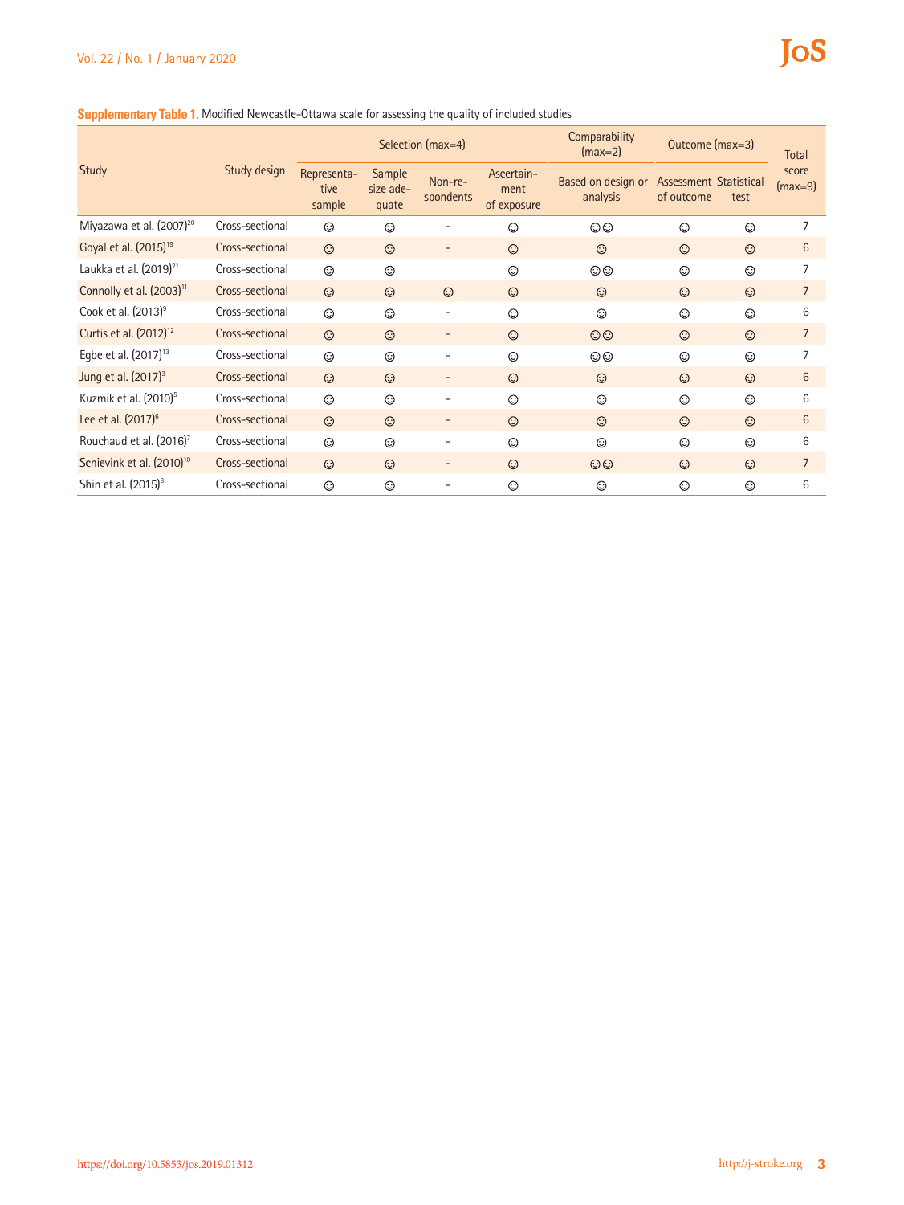**Supplementary Table 1.** Modified Newcastle-Ottawa scale for assessing the quality of included studies

| Study | Study design | Selection (max=4) | | | | Comparability (max=2) | Outcome (max=3) | | Total score (max=9) |
|---|---|---|---|---|---|---|---|---|---|
| | | Representative sample | Sample size adequate | Non-respondents | Ascertainment of exposure | Based on design or analysis | Assessment of outcome | Statistical test | |
| Miyazawa et al. (2007)[20] | Cross-sectional | ☺ | ☺ | - | ☺ | ☺☺ | ☺ | ☺ | 7 |
| Goyal et al. (2015)[19] | Cross-sectional | ☺ | ☺ | - | ☺ | ☺ | ☺ | ☺ | 6 |
| Laukka et al. (2019)[21] | Cross-sectional | ☺ | ☺ | | ☺ | ☺☺ | ☺ | ☺ | 7 |
| Connolly et al. (2003)[11] | Cross-sectional | ☺ | ☺ | ☺ | ☺ | ☺ | ☺ | ☺ | 7 |
| Cook et al. (2013)[9] | Cross-sectional | ☺ | ☺ | - | ☺ | ☺ | ☺ | ☺ | 6 |
| Curtis et al. (2012)[12] | Cross-sectional | ☺ | ☺ | - | ☺ | ☺☺ | ☺ | ☺ | 7 |
| Egbe et al. (2017)[13] | Cross-sectional | ☺ | ☺ | - | ☺ | ☺☺ | ☺ | ☺ | 7 |
| Jung et al. (2017)[3] | Cross-sectional | ☺ | ☺ | - | ☺ | ☺ | ☺ | ☺ | 6 |
| Kuzmik et al. (2010)[5] | Cross-sectional | ☺ | ☺ | - | ☺ | ☺ | ☺ | ☺ | 6 |
| Lee et al. (2017)[6] | Cross-sectional | ☺ | ☺ | - | ☺ | ☺ | ☺ | ☺ | 6 |
| Rouchaud et al. (2016)[7] | Cross-sectional | ☺ | ☺ | - | ☺ | ☺ | ☺ | ☺ | 6 |
| Schievink et al. (2010)[10] | Cross-sectional | ☺ | ☺ | - | ☺ | ☺☺ | ☺ | ☺ | 7 |
| Shin et al. (2015)[8] | Cross-sectional | ☺ | ☺ | - | ☺ | ☺ | ☺ | ☺ | 6 |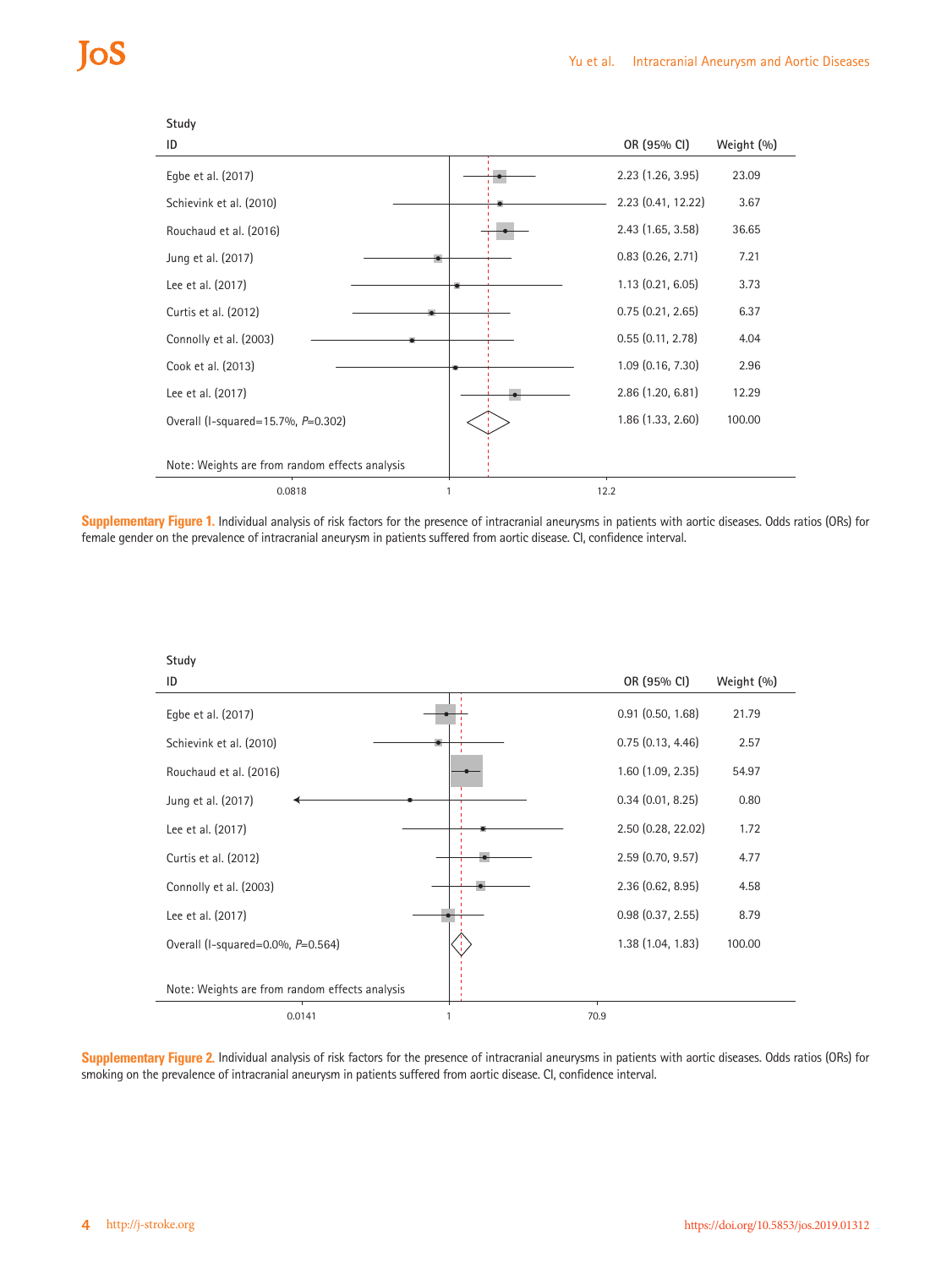| Study ID | OR (95% CI) | Weight (%) |
|---|---|---|
| Egbe et al. (2017) | 2.23 (1.26, 3.95) | 23.09 |
| Schievink et al. (2010) | 2.23 (0.41, 12.22) | 3.67 |
| Rouchaud et al. (2016) | 2.43 (1.65, 3.58) | 36.65 |
| Jung et al. (2017) | 0.83 (0.26, 2.71) | 7.21 |
| Lee et al. (2017) | 1.13 (0.21, 6.05) | 3.73 |
| Curtis et al. (2012) | 0.75 (0.21, 2.65) | 6.37 |
| Connolly et al. (2003) | 0.55 (0.11, 2.78) | 4.04 |
| Cook et al. (2013) | 1.09 (0.16, 7.30) | 2.96 |
| Lee et al. (2017) | 2.86 (1.20, 6.81) | 12.29 |
| Overall (I-squared=15.7%, *P*=0.302) | 1.86 (1.33, 2.60) | 100.00 |

Note: Weights are from random effects analysis

Axis: 0.0818 | 1 | 12.2

**Supplementary Figure 1.** Individual analysis of risk factors for the presence of intracranial aneurysms in patients with aortic diseases. Odds ratios (ORs) for female gender on the prevalence of intracranial aneurysm in patients suffered from aortic disease. CI, confidence interval.

| Study ID | OR (95% CI) | Weight (%) |
|---|---|---|
| Egbe et al. (2017) | 0.91 (0.50, 1.68) | 21.79 |
| Schievink et al. (2010) | 0.75 (0.13, 4.46) | 2.57 |
| Rouchaud et al. (2016) | 1.60 (1.09, 2.35) | 54.97 |
| Jung et al. (2017) | 0.34 (0.01, 8.25) | 0.80 |
| Lee et al. (2017) | 2.50 (0.28, 22.02) | 1.72 |
| Curtis et al. (2012) | 2.59 (0.70, 9.57) | 4.77 |
| Connolly et al. (2003) | 2.36 (0.62, 8.95) | 4.58 |
| Lee et al. (2017) | 0.98 (0.37, 2.55) | 8.79 |
| Overall (I-squared=0.0%, *P*=0.564) | 1.38 (1.04, 1.83) | 100.00 |

Note: Weights are from random effects analysis

Axis: 0.0141 | 1 | 70.9

**Supplementary Figure 2.** Individual analysis of risk factors for the presence of intracranial aneurysms in patients with aortic diseases. Odds ratios (ORs) for smoking on the prevalence of intracranial aneurysm in patients suffered from aortic disease. CI, confidence interval.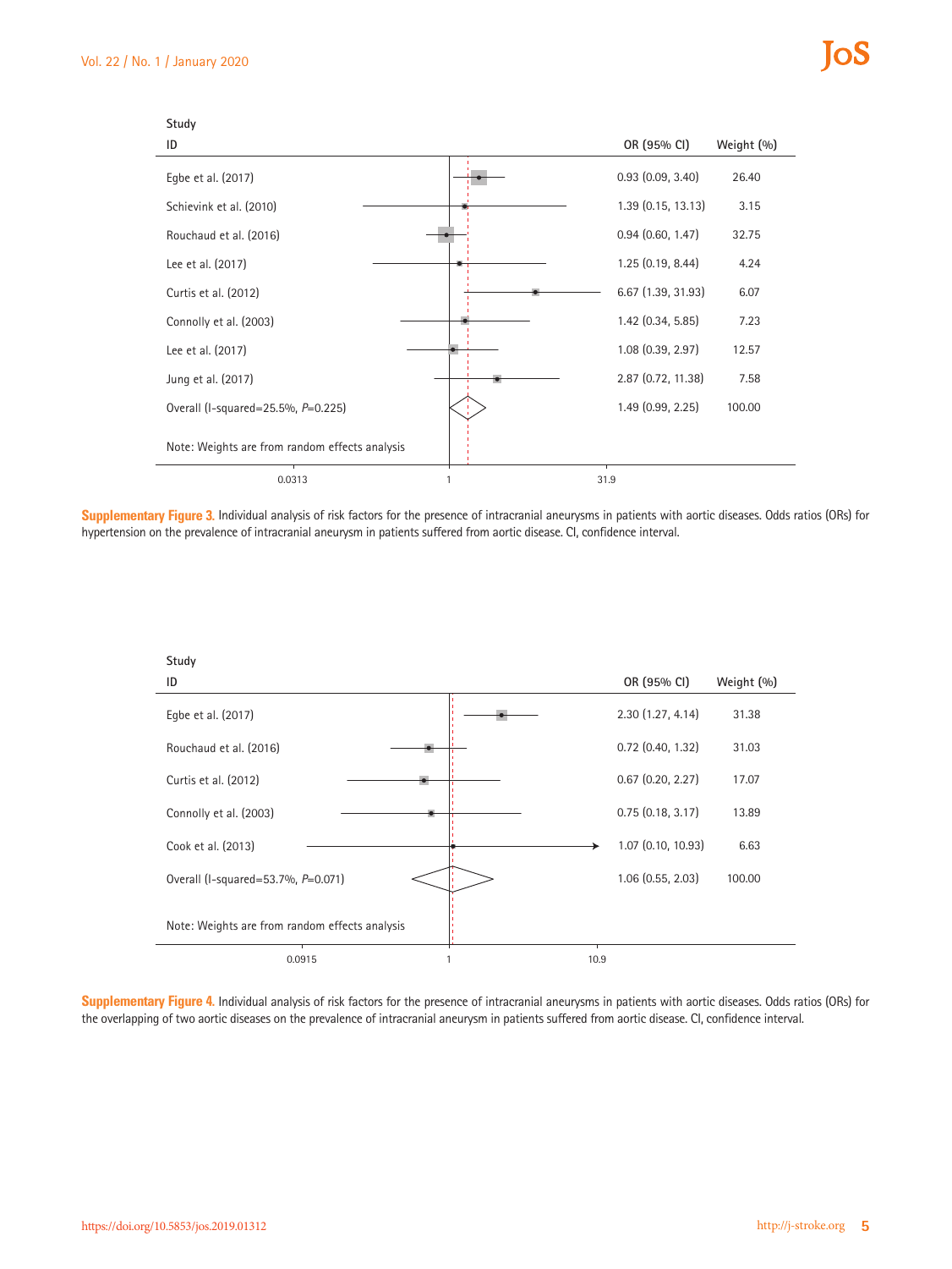| Study ID | OR (95% CI) | Weight (%) |
|---|---|---|
| Egbe et al. (2017) | 0.93 (0.09, 3.40) | 26.40 |
| Schievink et al. (2010) | 1.39 (0.15, 13.13) | 3.15 |
| Rouchaud et al. (2016) | 0.94 (0.60, 1.47) | 32.75 |
| Lee et al. (2017) | 1.25 (0.19, 8.44) | 4.24 |
| Curtis et al. (2012) | 6.67 (1.39, 31.93) | 6.07 |
| Connolly et al. (2003) | 1.42 (0.34, 5.85) | 7.23 |
| Lee et al. (2017) | 1.08 (0.39, 2.97) | 12.57 |
| Jung et al. (2017) | 2.87 (0.72, 11.38) | 7.58 |
| Overall (I-squared=25.5%, *P*=0.225) | 1.49 (0.99, 2.25) | 100.00 |

Note: Weights are from random effects analysis

0.0313 1 31.9

**Supplementary Figure 3.** Individual analysis of risk factors for the presence of intracranial aneurysms in patients with aortic diseases. Odds ratios (ORs) for hypertension on the prevalence of intracranial aneurysm in patients suffered from aortic disease. CI, confidence interval.

| Study ID | OR (95% CI) | Weight (%) |
|---|---|---|
| Egbe et al. (2017) | 2.30 (1.27, 4.14) | 31.38 |
| Rouchaud et al. (2016) | 0.72 (0.40, 1.32) | 31.03 |
| Curtis et al. (2012) | 0.67 (0.20, 2.27) | 17.07 |
| Connolly et al. (2003) | 0.75 (0.18, 3.17) | 13.89 |
| Cook et al. (2013) | 1.07 (0.10, 10.93) | 6.63 |
| Overall (I-squared=53.7%, *P*=0.071) | 1.06 (0.55, 2.03) | 100.00 |

Note: Weights are from random effects analysis

0.0915 1 10.9

**Supplementary Figure 4.** Individual analysis of risk factors for the presence of intracranial aneurysms in patients with aortic diseases. Odds ratios (ORs) for the overlapping of two aortic diseases on the prevalence of intracranial aneurysm in patients suffered from aortic disease. CI, confidence interval.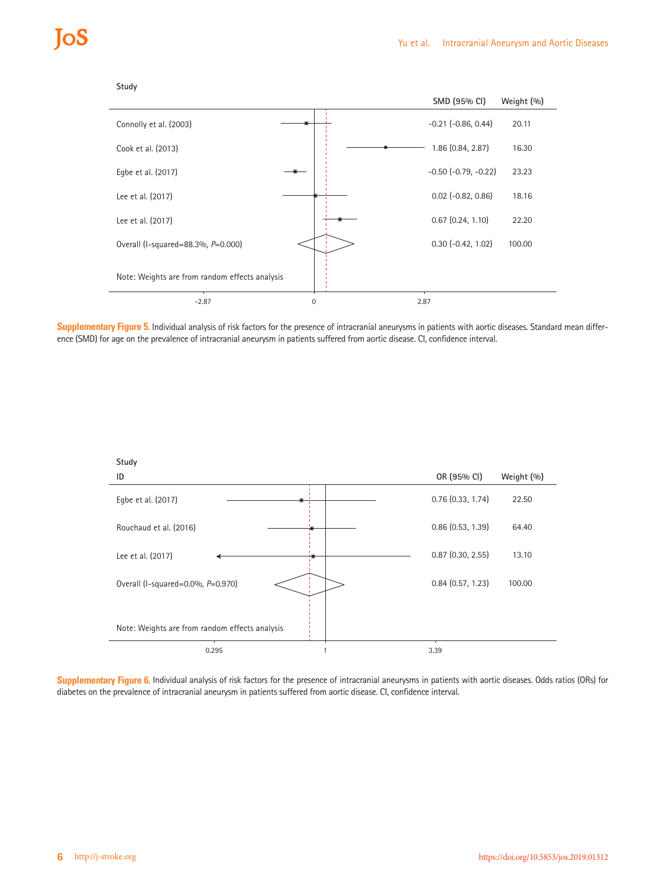| Study | SMD (95% CI) | Weight (%) |
|---|---|---|
| Connolly et al. (2003) | -0.21 (-0.86, 0.44) | 20.11 |
| Cook et al. (2013) | 1.86 (0.84, 2.87) | 16.30 |
| Egbe et al. (2017) | -0.50 (-0.79, -0.22) | 23.23 |
| Lee et al. (2017) | 0.02 (-0.82, 0.86) | 18.16 |
| Lee et al. (2017) | 0.67 (0.24, 1.10) | 22.20 |
| Overall (I-squared=88.3%, *P*=0.000) | 0.30 (-0.42, 1.02) | 100.00 |

Note: Weights are from random effects analysis

-2.87 0 2.87

**Supplementary Figure 5.** Individual analysis of risk factors for the presence of intracranial aneurysms in patients with aortic diseases. Standard mean difference (SMD) for age on the prevalence of intracranial aneurysm in patients suffered from aortic disease. CI, confidence interval.

| Study ID | OR (95% CI) | Weight (%) |
|---|---|---|
| Egbe et al. (2017) | 0.76 (0.33, 1.74) | 22.50 |
| Rouchaud et al. (2016) | 0.86 (0.53, 1.39) | 64.40 |
| Lee et al. (2017) | 0.87 (0.30, 2.55) | 13.10 |
| Overall (I-squared=0.0%, *P*=0.970) | 0.84 (0.57, 1.23) | 100.00 |

Note: Weights are from random effects analysis

0.295 1 3.39

**Supplementary Figure 6.** Individual analysis of risk factors for the presence of intracranial aneurysms in patients with aortic diseases. Odds ratios (ORs) for diabetes on the prevalence of intracranial aneurysm in patients suffered from aortic disease. CI, confidence interval.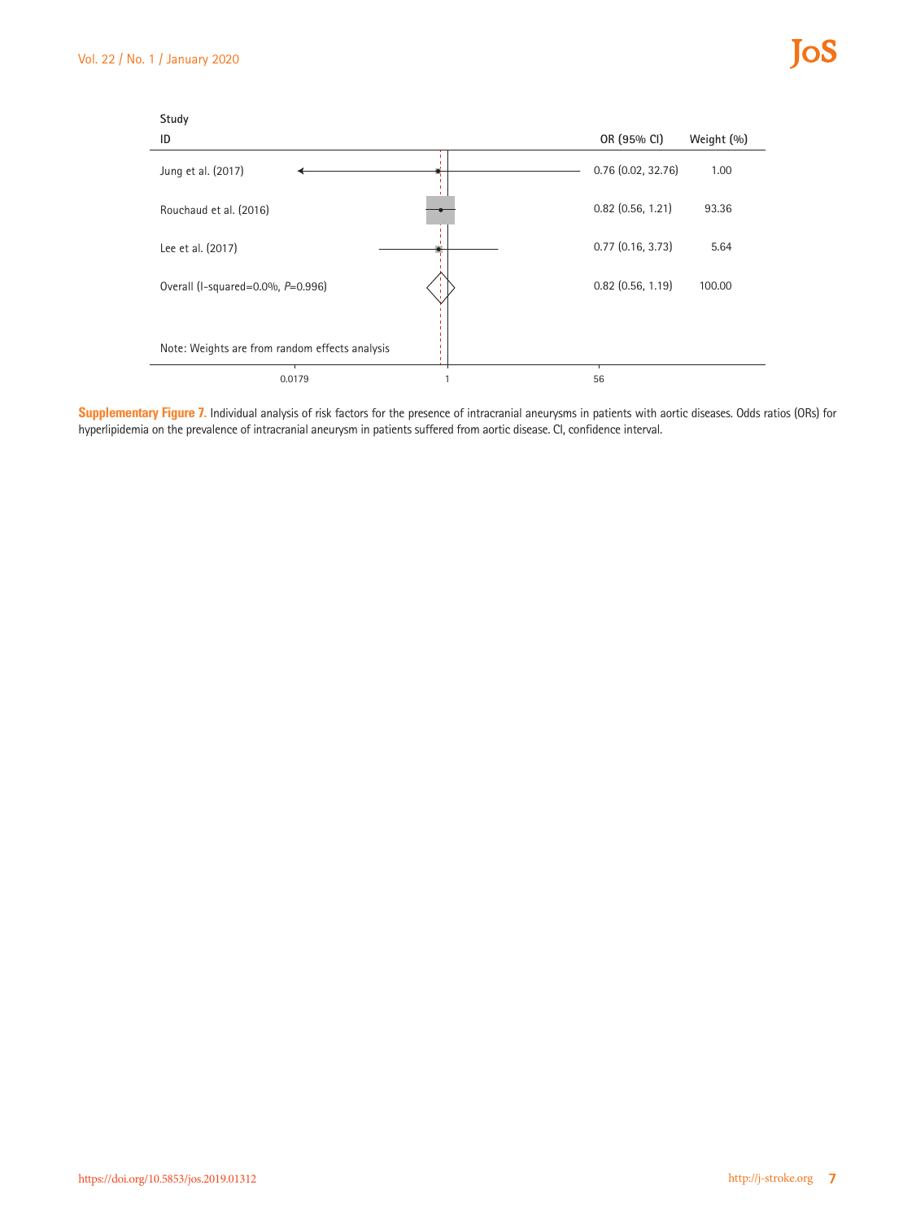Study

ID

OR (95% CI)

Weight (%)

Jung et al. (2017)

0.76 (0.02, 32.76)

1.00

Rouchaud et al. (2016)

0.82 (0.56, 1.21)

93.36

Lee et al. (2017)

0.77 (0.16, 3.73)

5.64

Overall (I-squared=0.0%, *P*=0.996)

0.82 (0.56, 1.19)

100.00

Note: Weights are from random effects analysis

0.0179

1

56

**Supplementary Figure 7.** Individual analysis of risk factors for the presence of intracranial aneurysms in patients with aortic diseases. Odds ratios (ORs) for hyperlipidemia on the prevalence of intracranial aneurysm in patients suffered from aortic disease. CI, confidence interval.